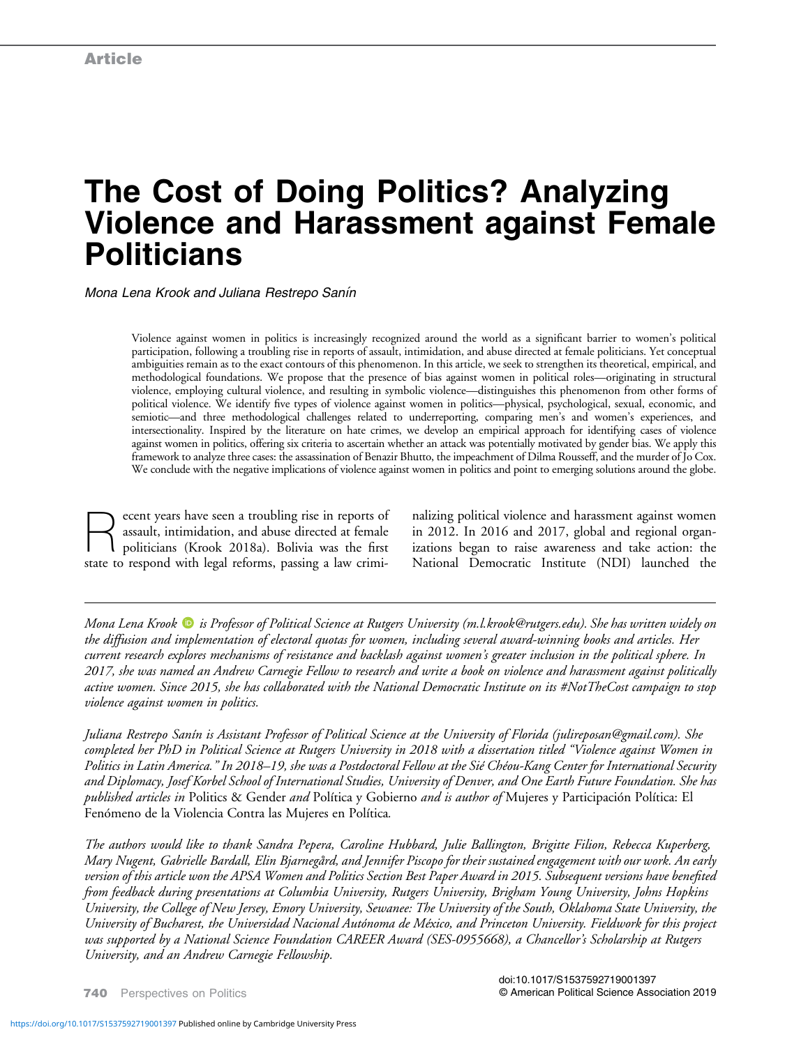Article

# The Cost of Doing Politics? Analyzing Violence and Harassment against Female Politicians

*Mona Lena Krook and Juliana Restrepo Sanín*

Violence against women in politics is increasingly recognized around the world as a significant barrier to women's political participation, following a troubling rise in reports of assault, intimidation, and abuse directed at female politicians. Yet conceptual ambiguities remain as to the exact contours of this phenomenon. In this article, we seek to strengthen its theoretical, empirical, and methodological foundations. We propose that the presence of bias against women in political roles—originating in structural violence, employing cultural violence, and resulting in symbolic violence—distinguishes this phenomenon from other forms of political violence. We identify five types of violence against women in politics—physical, psychological, sexual, economic, and semiotic—and three methodological challenges related to underreporting, comparing men's and women's experiences, and intersectionality. Inspired by the literature on hate crimes, we develop an empirical approach for identifying cases of violence against women in politics, offering six criteria to ascertain whether an attack was potentially motivated by gender bias. We apply this framework to analyze three cases: the assassination of Benazir Bhutto, the impeachment of Dilma Rousseff, and the murder of Jo Cox. We conclude with the negative implications of violence against women in politics and point to emerging solutions around the globe.

Recent years have seen a troubling rise in reports of assault, intimidation, and abuse directed at female politicians (Krook 2018a). Bolivia was the first state to respond with legal reforms, passing a law criminalizing political violence and harassment against women in 2012. In 2016 and 2017, global and regional organizations began to raise awareness and take action: the National Democratic Institute (NDI) launched the

---

*Mona Lena Krook is Professor of Political Science at Rutgers University (m.l.krook@rutgers.edu). She has written widely on the diffusion and implementation of electoral quotas for women, including several award-winning books and articles. Her current research explores mechanisms of resistance and backlash against women's greater inclusion in the political sphere. In 2017, she was named an Andrew Carnegie Fellow to research and write a book on violence and harassment against politically active women. Since 2015, she has collaborated with the National Democratic Institute on its #NotTheCost campaign to stop violence against women in politics.*

*Juliana Restrepo Sanín is Assistant Professor of Political Science at the University of Florida (julireposan@gmail.com). She completed her PhD in Political Science at Rutgers University in 2018 with a dissertation titled "Violence against Women in Politics in Latin America." In 2018–19, she was a Postdoctoral Fellow at the Sié Chéou-Kang Center for International Security and Diplomacy, Josef Korbel School of International Studies, University of Denver, and One Earth Future Foundation. She has published articles in* Politics & Gender *and* Política y Gobierno *and is author of* Mujeres y Participación Política: El Fenómeno de la Violencia Contra las Mujeres en Política.

*The authors would like to thank Sandra Pepera, Caroline Hubbard, Julie Ballington, Brigitte Filion, Rebecca Kuperberg, Mary Nugent, Gabrielle Bardall, Elin Bjarnegård, and Jennifer Piscopo for their sustained engagement with our work. An early version of this article won the APSA Women and Politics Section Best Paper Award in 2015. Subsequent versions have benefited from feedback during presentations at Columbia University, Rutgers University, Brigham Young University, Johns Hopkins University, the College of New Jersey, Emory University, Sewanee: The University of the South, Oklahoma State University, the University of Bucharest, the Universidad Nacional Autónoma de México, and Princeton University. Fieldwork for this project was supported by a National Science Foundation CAREER Award (SES-0955668), a Chancellor's Scholarship at Rutgers University, and an Andrew Carnegie Fellowship.*

doi:10.1017/S1537592719001397
© American Political Science Association 2019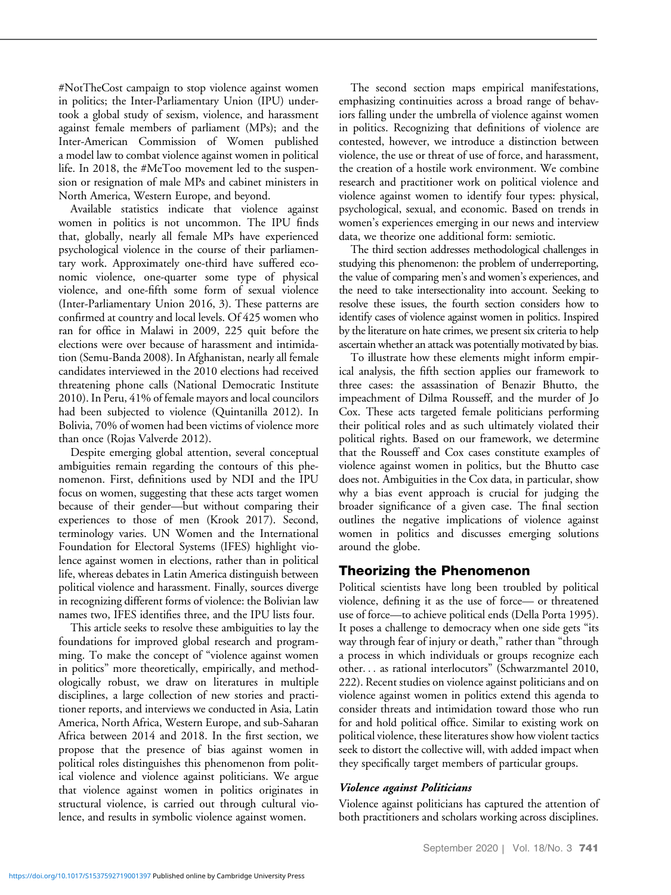#NotTheCost campaign to stop violence against women in politics; the Inter-Parliamentary Union (IPU) undertook a global study of sexism, violence, and harassment against female members of parliament (MPs); and the Inter-American Commission of Women published a model law to combat violence against women in political life. In 2018, the #MeToo movement led to the suspension or resignation of male MPs and cabinet ministers in North America, Western Europe, and beyond.

Available statistics indicate that violence against women in politics is not uncommon. The IPU finds that, globally, nearly all female MPs have experienced psychological violence in the course of their parliamentary work. Approximately one-third have suffered economic violence, one-quarter some type of physical violence, and one-fifth some form of sexual violence (Inter-Parliamentary Union 2016, 3). These patterns are confirmed at country and local levels. Of 425 women who ran for office in Malawi in 2009, 225 quit before the elections were over because of harassment and intimidation (Semu-Banda 2008). In Afghanistan, nearly all female candidates interviewed in the 2010 elections had received threatening phone calls (National Democratic Institute 2010). In Peru, 41% of female mayors and local councilors had been subjected to violence (Quintanilla 2012). In Bolivia, 70% of women had been victims of violence more than once (Rojas Valverde 2012).

Despite emerging global attention, several conceptual ambiguities remain regarding the contours of this phenomenon. First, definitions used by NDI and the IPU focus on women, suggesting that these acts target women because of their gender—but without comparing their experiences to those of men (Krook 2017). Second, terminology varies. UN Women and the International Foundation for Electoral Systems (IFES) highlight violence against women in elections, rather than in political life, whereas debates in Latin America distinguish between political violence and harassment. Finally, sources diverge in recognizing different forms of violence: the Bolivian law names two, IFES identifies three, and the IPU lists four.

This article seeks to resolve these ambiguities to lay the foundations for improved global research and programming. To make the concept of "violence against women in politics" more theoretically, empirically, and methodologically robust, we draw on literatures in multiple disciplines, a large collection of new stories and practitioner reports, and interviews we conducted in Asia, Latin America, North Africa, Western Europe, and sub-Saharan Africa between 2014 and 2018. In the first section, we propose that the presence of bias against women in political roles distinguishes this phenomenon from political violence and violence against politicians. We argue that violence against women in politics originates in structural violence, is carried out through cultural violence, and results in symbolic violence against women.

The second section maps empirical manifestations, emphasizing continuities across a broad range of behaviors falling under the umbrella of violence against women in politics. Recognizing that definitions of violence are contested, however, we introduce a distinction between violence, the use or threat of use of force, and harassment, the creation of a hostile work environment. We combine research and practitioner work on political violence and violence against women to identify four types: physical, psychological, sexual, and economic. Based on trends in women's experiences emerging in our news and interview data, we theorize one additional form: semiotic.

The third section addresses methodological challenges in studying this phenomenon: the problem of underreporting, the value of comparing men's and women's experiences, and the need to take intersectionality into account. Seeking to resolve these issues, the fourth section considers how to identify cases of violence against women in politics. Inspired by the literature on hate crimes, we present six criteria to help ascertain whether an attack was potentially motivated by bias.

To illustrate how these elements might inform empirical analysis, the fifth section applies our framework to three cases: the assassination of Benazir Bhutto, the impeachment of Dilma Rousseff, and the murder of Jo Cox. These acts targeted female politicians performing their political roles and as such ultimately violated their political rights. Based on our framework, we determine that the Rousseff and Cox cases constitute examples of violence against women in politics, but the Bhutto case does not. Ambiguities in the Cox data, in particular, show why a bias event approach is crucial for judging the broader significance of a given case. The final section outlines the negative implications of violence against women in politics and discusses emerging solutions around the globe.

## Theorizing the Phenomenon

Political scientists have long been troubled by political violence, defining it as the use of force— or threatened use of force—to achieve political ends (Della Porta 1995). It poses a challenge to democracy when one side gets "its way through fear of injury or death," rather than "through a process in which individuals or groups recognize each other. . . as rational interlocutors" (Schwarzmantel 2010, 222). Recent studies on violence against politicians and on violence against women in politics extend this agenda to consider threats and intimidation toward those who run for and hold political office. Similar to existing work on political violence, these literatures show how violent tactics seek to distort the collective will, with added impact when they specifically target members of particular groups.

### *Violence against Politicians*

Violence against politicians has captured the attention of both practitioners and scholars working across disciplines.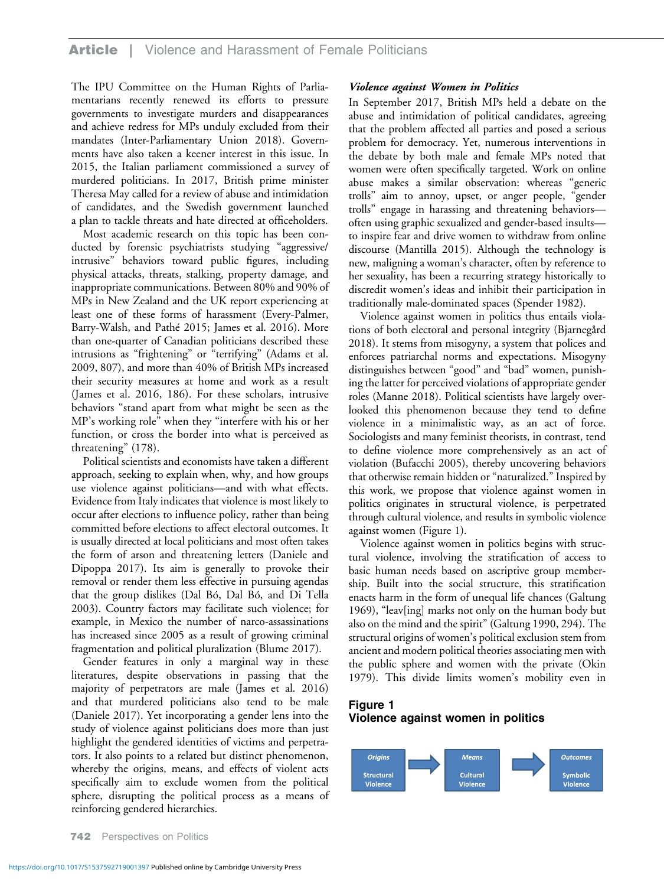The IPU Committee on the Human Rights of Parliamentarians recently renewed its efforts to pressure governments to investigate murders and disappearances and achieve redress for MPs unduly excluded from their mandates (Inter-Parliamentary Union 2018). Governments have also taken a keener interest in this issue. In 2015, the Italian parliament commissioned a survey of murdered politicians. In 2017, British prime minister Theresa May called for a review of abuse and intimidation of candidates, and the Swedish government launched a plan to tackle threats and hate directed at officeholders.

Most academic research on this topic has been conducted by forensic psychiatrists studying "aggressive/intrusive" behaviors toward public figures, including physical attacks, threats, stalking, property damage, and inappropriate communications. Between 80% and 90% of MPs in New Zealand and the UK report experiencing at least one of these forms of harassment (Every-Palmer, Barry-Walsh, and Pathé 2015; James et al. 2016). More than one-quarter of Canadian politicians described these intrusions as "frightening" or "terrifying" (Adams et al. 2009, 807), and more than 40% of British MPs increased their security measures at home and work as a result (James et al. 2016, 186). For these scholars, intrusive behaviors "stand apart from what might be seen as the MP's working role" when they "interfere with his or her function, or cross the border into what is perceived as threatening" (178).

Political scientists and economists have taken a different approach, seeking to explain when, why, and how groups use violence against politicians—and with what effects. Evidence from Italy indicates that violence is most likely to occur after elections to influence policy, rather than being committed before elections to affect electoral outcomes. It is usually directed at local politicians and most often takes the form of arson and threatening letters (Daniele and Dipoppa 2017). Its aim is generally to provoke their removal or render them less effective in pursuing agendas that the group dislikes (Dal Bó, Dal Bó, and Di Tella 2003). Country factors may facilitate such violence; for example, in Mexico the number of narco-assassinations has increased since 2005 as a result of growing criminal fragmentation and political pluralization (Blume 2017).

Gender features in only a marginal way in these literatures, despite observations in passing that the majority of perpetrators are male (James et al. 2016) and that murdered politicians also tend to be male (Daniele 2017). Yet incorporating a gender lens into the study of violence against politicians does more than just highlight the gendered identities of victims and perpetrators. It also points to a related but distinct phenomenon, whereby the origins, means, and effects of violent acts specifically aim to exclude women from the political sphere, disrupting the political process as a means of reinforcing gendered hierarchies.

### *Violence against Women in Politics*

In September 2017, British MPs held a debate on the abuse and intimidation of political candidates, agreeing that the problem affected all parties and posed a serious problem for democracy. Yet, numerous interventions in the debate by both male and female MPs noted that women were often specifically targeted. Work on online abuse makes a similar observation: whereas "generic trolls" aim to annoy, upset, or anger people, "gender trolls" engage in harassing and threatening behaviors—often using graphic sexualized and gender-based insults—to inspire fear and drive women to withdraw from online discourse (Mantilla 2015). Although the technology is new, maligning a woman's character, often by reference to her sexuality, has been a recurring strategy historically to discredit women's ideas and inhibit their participation in traditionally male-dominated spaces (Spender 1982).

Violence against women in politics thus entails violations of both electoral and personal integrity (Bjarnegård 2018). It stems from misogyny, a system that polices and enforces patriarchal norms and expectations. Misogyny distinguishes between "good" and "bad" women, punishing the latter for perceived violations of appropriate gender roles (Manne 2018). Political scientists have largely overlooked this phenomenon because they tend to define violence in a minimalistic way, as an act of force. Sociologists and many feminist theorists, in contrast, tend to define violence more comprehensively as an act of violation (Bufacchi 2005), thereby uncovering behaviors that otherwise remain hidden or "naturalized." Inspired by this work, we propose that violence against women in politics originates in structural violence, is perpetrated through cultural violence, and results in symbolic violence against women (Figure 1).

Violence against women in politics begins with structural violence, involving the stratification of access to basic human needs based on ascriptive group membership. Built into the social structure, this stratification enacts harm in the form of unequal life chances (Galtung 1969), "leav[ing] marks not only on the human body but also on the mind and the spirit" (Galtung 1990, 294). The structural origins of women's political exclusion stem from ancient and modern political theories associating men with the public sphere and women with the private (Okin 1979). This divide limits women's mobility even in

**Figure 1**
**Violence against women in politics**

| *Origins* | → | *Means* | → | *Outcomes* |
|---|---|---|---|---|
| Structural Violence | | Cultural Violence | | Symbolic Violence |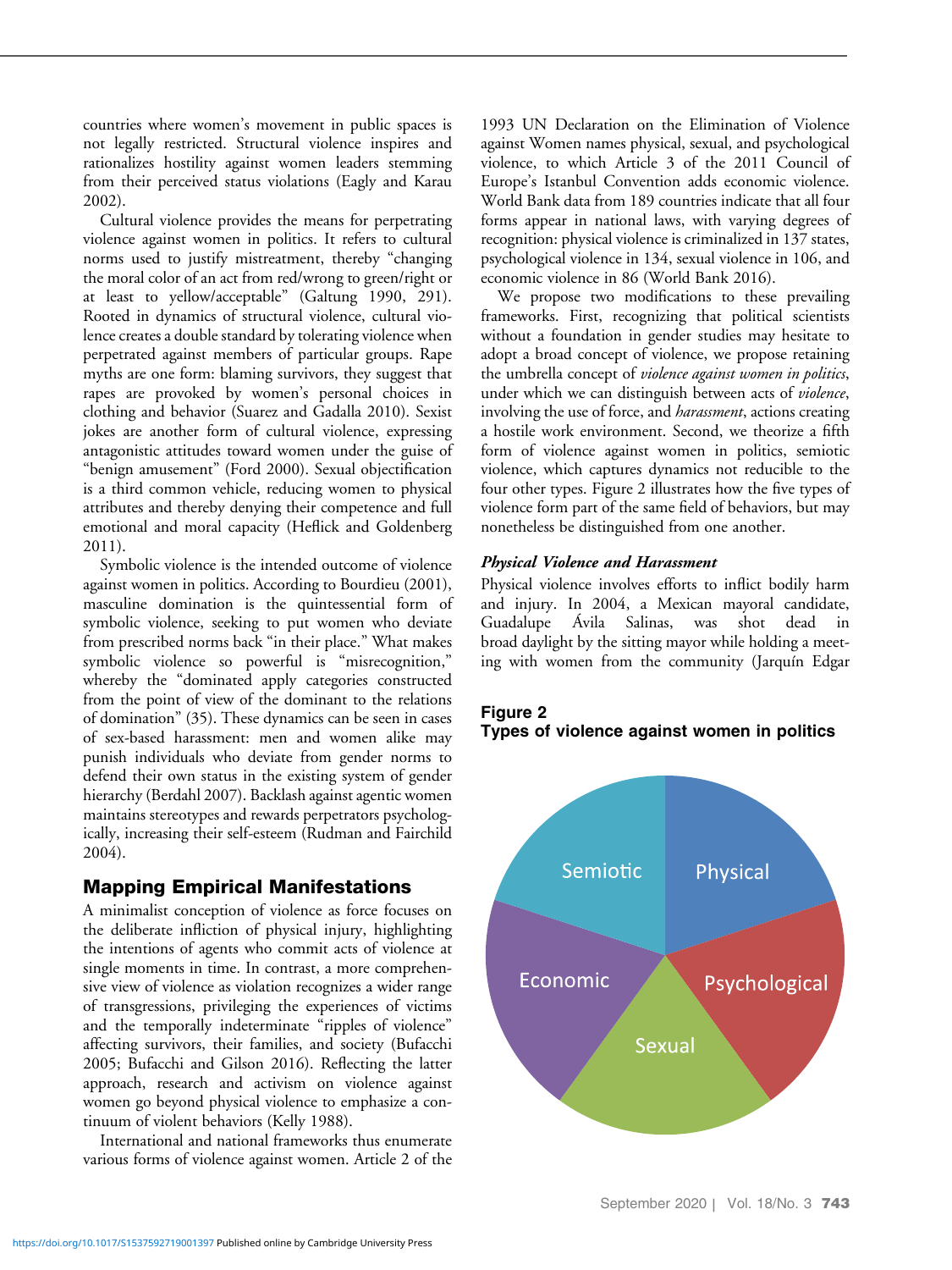countries where women's movement in public spaces is not legally restricted. Structural violence inspires and rationalizes hostility against women leaders stemming from their perceived status violations (Eagly and Karau 2002).

Cultural violence provides the means for perpetrating violence against women in politics. It refers to cultural norms used to justify mistreatment, thereby "changing the moral color of an act from red/wrong to green/right or at least to yellow/acceptable" (Galtung 1990, 291). Rooted in dynamics of structural violence, cultural violence creates a double standard by tolerating violence when perpetrated against members of particular groups. Rape myths are one form: blaming survivors, they suggest that rapes are provoked by women's personal choices in clothing and behavior (Suarez and Gadalla 2010). Sexist jokes are another form of cultural violence, expressing antagonistic attitudes toward women under the guise of "benign amusement" (Ford 2000). Sexual objectification is a third common vehicle, reducing women to physical attributes and thereby denying their competence and full emotional and moral capacity (Heflick and Goldenberg 2011).

Symbolic violence is the intended outcome of violence against women in politics. According to Bourdieu (2001), masculine domination is the quintessential form of symbolic violence, seeking to put women who deviate from prescribed norms back "in their place." What makes symbolic violence so powerful is "misrecognition," whereby the "dominated apply categories constructed from the point of view of the dominant to the relations of domination" (35). These dynamics can be seen in cases of sex-based harassment: men and women alike may punish individuals who deviate from gender norms to defend their own status in the existing system of gender hierarchy (Berdahl 2007). Backlash against agentic women maintains stereotypes and rewards perpetrators psychologically, increasing their self-esteem (Rudman and Fairchild 2004).

## Mapping Empirical Manifestations

A minimalist conception of violence as force focuses on the deliberate infliction of physical injury, highlighting the intentions of agents who commit acts of violence at single moments in time. In contrast, a more comprehensive view of violence as violation recognizes a wider range of transgressions, privileging the experiences of victims and the temporally indeterminate "ripples of violence" affecting survivors, their families, and society (Bufacchi 2005; Bufacchi and Gilson 2016). Reflecting the latter approach, research and activism on violence against women go beyond physical violence to emphasize a continuum of violent behaviors (Kelly 1988).

International and national frameworks thus enumerate various forms of violence against women. Article 2 of the 1993 UN Declaration on the Elimination of Violence against Women names physical, sexual, and psychological violence, to which Article 3 of the 2011 Council of Europe's Istanbul Convention adds economic violence. World Bank data from 189 countries indicate that all four forms appear in national laws, with varying degrees of recognition: physical violence is criminalized in 137 states, psychological violence in 134, sexual violence in 106, and economic violence in 86 (World Bank 2016).

We propose two modifications to these prevailing frameworks. First, recognizing that political scientists without a foundation in gender studies may hesitate to adopt a broad concept of violence, we propose retaining the umbrella concept of *violence against women in politics*, under which we can distinguish between acts of *violence*, involving the use of force, and *harassment*, actions creating a hostile work environment. Second, we theorize a fifth form of violence against women in politics, semiotic violence, which captures dynamics not reducible to the four other types. Figure 2 illustrates how the five types of violence form part of the same field of behaviors, but may nonetheless be distinguished from one another.

### *Physical Violence and Harassment*

Physical violence involves efforts to inflict bodily harm and injury. In 2004, a Mexican mayoral candidate, Guadalupe Ávila Salinas, was shot dead in broad daylight by the sitting mayor while holding a meeting with women from the community (Jarquín Edgar

**Figure 2**
**Types of violence against women in politics**

Semiotic | Physical | Psychological | Sexual | Economic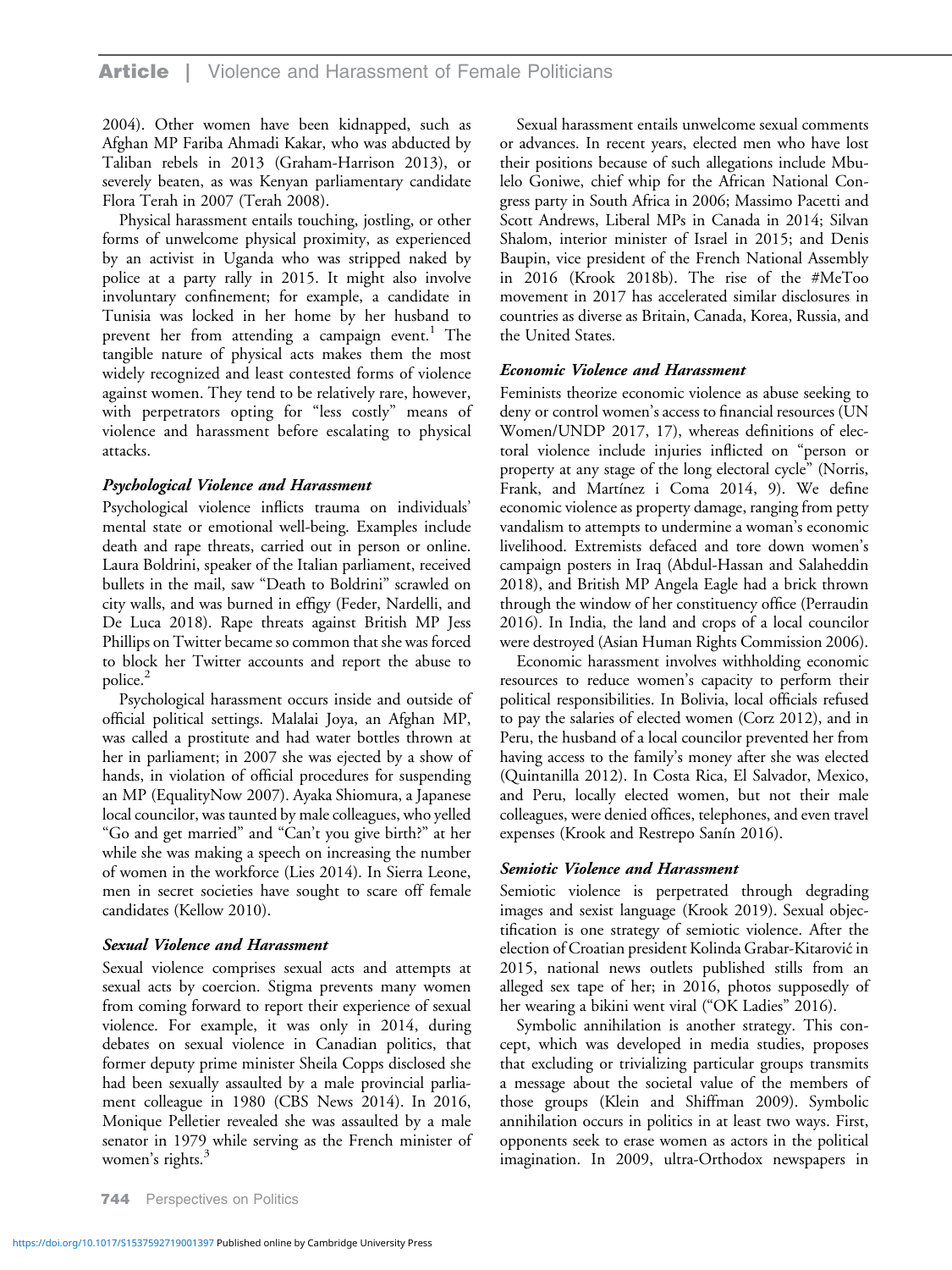2004). Other women have been kidnapped, such as Afghan MP Fariba Ahmadi Kakar, who was abducted by Taliban rebels in 2013 (Graham-Harrison 2013), or severely beaten, as was Kenyan parliamentary candidate Flora Terah in 2007 (Terah 2008).

Physical harassment entails touching, jostling, or other forms of unwelcome physical proximity, as experienced by an activist in Uganda who was stripped naked by police at a party rally in 2015. It might also involve involuntary confinement; for example, a candidate in Tunisia was locked in her home by her husband to prevent her from attending a campaign event.[1] The tangible nature of physical acts makes them the most widely recognized and least contested forms of violence against women. They tend to be relatively rare, however, with perpetrators opting for "less costly" means of violence and harassment before escalating to physical attacks.

### *Psychological Violence and Harassment*

Psychological violence inflicts trauma on individuals' mental state or emotional well-being. Examples include death and rape threats, carried out in person or online. Laura Boldrini, speaker of the Italian parliament, received bullets in the mail, saw "Death to Boldrini" scrawled on city walls, and was burned in effigy (Feder, Nardelli, and De Luca 2018). Rape threats against British MP Jess Phillips on Twitter became so common that she was forced to block her Twitter accounts and report the abuse to police.[2]

Psychological harassment occurs inside and outside of official political settings. Malalai Joya, an Afghan MP, was called a prostitute and had water bottles thrown at her in parliament; in 2007 she was ejected by a show of hands, in violation of official procedures for suspending an MP (EqualityNow 2007). Ayaka Shiomura, a Japanese local councilor, was taunted by male colleagues, who yelled "Go and get married" and "Can't you give birth?" at her while she was making a speech on increasing the number of women in the workforce (Lies 2014). In Sierra Leone, men in secret societies have sought to scare off female candidates (Kellow 2010).

### *Sexual Violence and Harassment*

Sexual violence comprises sexual acts and attempts at sexual acts by coercion. Stigma prevents many women from coming forward to report their experience of sexual violence. For example, it was only in 2014, during debates on sexual violence in Canadian politics, that former deputy prime minister Sheila Copps disclosed she had been sexually assaulted by a male provincial parliament colleague in 1980 (CBS News 2014). In 2016, Monique Pelletier revealed she was assaulted by a male senator in 1979 while serving as the French minister of women's rights.[3]

Sexual harassment entails unwelcome sexual comments or advances. In recent years, elected men who have lost their positions because of such allegations include Mbulelo Goniwe, chief whip for the African National Congress party in South Africa in 2006; Massimo Pacetti and Scott Andrews, Liberal MPs in Canada in 2014; Silvan Shalom, interior minister of Israel in 2015; and Denis Baupin, vice president of the French National Assembly in 2016 (Krook 2018b). The rise of the #MeToo movement in 2017 has accelerated similar disclosures in countries as diverse as Britain, Canada, Korea, Russia, and the United States.

### *Economic Violence and Harassment*

Feminists theorize economic violence as abuse seeking to deny or control women's access to financial resources (UN Women/UNDP 2017, 17), whereas definitions of electoral violence include injuries inflicted on "person or property at any stage of the long electoral cycle" (Norris, Frank, and Martínez i Coma 2014, 9). We define economic violence as property damage, ranging from petty vandalism to attempts to undermine a woman's economic livelihood. Extremists defaced and tore down women's campaign posters in Iraq (Abdul-Hassan and Salaheddin 2018), and British MP Angela Eagle had a brick thrown through the window of her constituency office (Perraudin 2016). In India, the land and crops of a local councilor were destroyed (Asian Human Rights Commission 2006).

Economic harassment involves withholding economic resources to reduce women's capacity to perform their political responsibilities. In Bolivia, local officials refused to pay the salaries of elected women (Corz 2012), and in Peru, the husband of a local councilor prevented her from having access to the family's money after she was elected (Quintanilla 2012). In Costa Rica, El Salvador, Mexico, and Peru, locally elected women, but not their male colleagues, were denied offices, telephones, and even travel expenses (Krook and Restrepo Sanín 2016).

### *Semiotic Violence and Harassment*

Semiotic violence is perpetrated through degrading images and sexist language (Krook 2019). Sexual objectification is one strategy of semiotic violence. After the election of Croatian president Kolinda Grabar-Kitarović in 2015, national news outlets published stills from an alleged sex tape of her; in 2016, photos supposedly of her wearing a bikini went viral ("OK Ladies" 2016).

Symbolic annihilation is another strategy. This concept, which was developed in media studies, proposes that excluding or trivializing particular groups transmits a message about the societal value of the members of those groups (Klein and Shiffman 2009). Symbolic annihilation occurs in politics in at least two ways. First, opponents seek to erase women as actors in the political imagination. In 2009, ultra-Orthodox newspapers in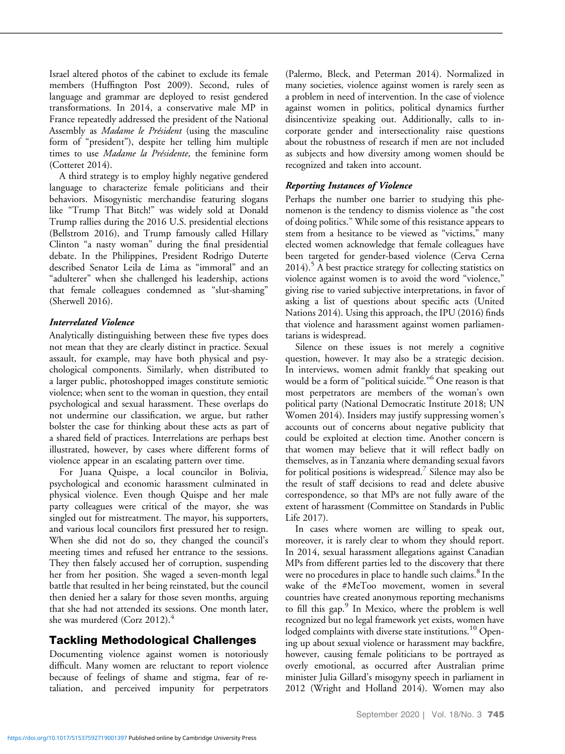Israel altered photos of the cabinet to exclude its female members (Huffington Post 2009). Second, rules of language and grammar are deployed to resist gendered transformations. In 2014, a conservative male MP in France repeatedly addressed the president of the National Assembly as *Madame le Président* (using the masculine form of "president"), despite her telling him multiple times to use *Madame la Présidente*, the feminine form (Cotteret 2014).

A third strategy is to employ highly negative gendered language to characterize female politicians and their behaviors. Misogynistic merchandise featuring slogans like "Trump That Bitch!" was widely sold at Donald Trump rallies during the 2016 U.S. presidential elections (Bellstrom 2016), and Trump famously called Hillary Clinton "a nasty woman" during the final presidential debate. In the Philippines, President Rodrigo Duterte described Senator Leila de Lima as "immoral" and an "adulterer" when she challenged his leadership, actions that female colleagues condemned as "slut-shaming" (Sherwell 2016).

### *Interrelated Violence*

Analytically distinguishing between these five types does not mean that they are clearly distinct in practice. Sexual assault, for example, may have both physical and psychological components. Similarly, when distributed to a larger public, photoshopped images constitute semiotic violence; when sent to the woman in question, they entail psychological and sexual harassment. These overlaps do not undermine our classification, we argue, but rather bolster the case for thinking about these acts as part of a shared field of practices. Interrelations are perhaps best illustrated, however, by cases where different forms of violence appear in an escalating pattern over time.

For Juana Quispe, a local councilor in Bolivia, psychological and economic harassment culminated in physical violence. Even though Quispe and her male party colleagues were critical of the mayor, she was singled out for mistreatment. The mayor, his supporters, and various local councilors first pressured her to resign. When she did not do so, they changed the council's meeting times and refused her entrance to the sessions. They then falsely accused her of corruption, suspending her from her position. She waged a seven-month legal battle that resulted in her being reinstated, but the council then denied her a salary for those seven months, arguing that she had not attended its sessions. One month later, she was murdered (Corz 2012).[4]

## Tackling Methodological Challenges

Documenting violence against women is notoriously difficult. Many women are reluctant to report violence because of feelings of shame and stigma, fear of retaliation, and perceived impunity for perpetrators (Palermo, Bleck, and Peterman 2014). Normalized in many societies, violence against women is rarely seen as a problem in need of intervention. In the case of violence against women in politics, political dynamics further disincentivize speaking out. Additionally, calls to incorporate gender and intersectionality raise questions about the robustness of research if men are not included as subjects and how diversity among women should be recognized and taken into account.

### *Reporting Instances of Violence*

Perhaps the number one barrier to studying this phenomenon is the tendency to dismiss violence as "the cost of doing politics." While some of this resistance appears to stem from a hesitance to be viewed as "victims," many elected women acknowledge that female colleagues have been targeted for gender-based violence (Cerva Cerna 2014).[5] A best practice strategy for collecting statistics on violence against women is to avoid the word "violence," giving rise to varied subjective interpretations, in favor of asking a list of questions about specific acts (United Nations 2014). Using this approach, the IPU (2016) finds that violence and harassment against women parliamentarians is widespread.

Silence on these issues is not merely a cognitive question, however. It may also be a strategic decision. In interviews, women admit frankly that speaking out would be a form of "political suicide."[6] One reason is that most perpetrators are members of the woman's own political party (National Democratic Institute 2018; UN Women 2014). Insiders may justify suppressing women's accounts out of concerns about negative publicity that could be exploited at election time. Another concern is that women may believe that it will reflect badly on themselves, as in Tanzania where demanding sexual favors for political positions is widespread.[7] Silence may also be the result of staff decisions to read and delete abusive correspondence, so that MPs are not fully aware of the extent of harassment (Committee on Standards in Public Life 2017).

In cases where women are willing to speak out, moreover, it is rarely clear to whom they should report. In 2014, sexual harassment allegations against Canadian MPs from different parties led to the discovery that there were no procedures in place to handle such claims.[8] In the wake of the #MeToo movement, women in several countries have created anonymous reporting mechanisms to fill this gap.[9] In Mexico, where the problem is well recognized but no legal framework yet exists, women have lodged complaints with diverse state institutions.[10] Opening up about sexual violence or harassment may backfire, however, causing female politicians to be portrayed as overly emotional, as occurred after Australian prime minister Julia Gillard's misogyny speech in parliament in 2012 (Wright and Holland 2014). Women may also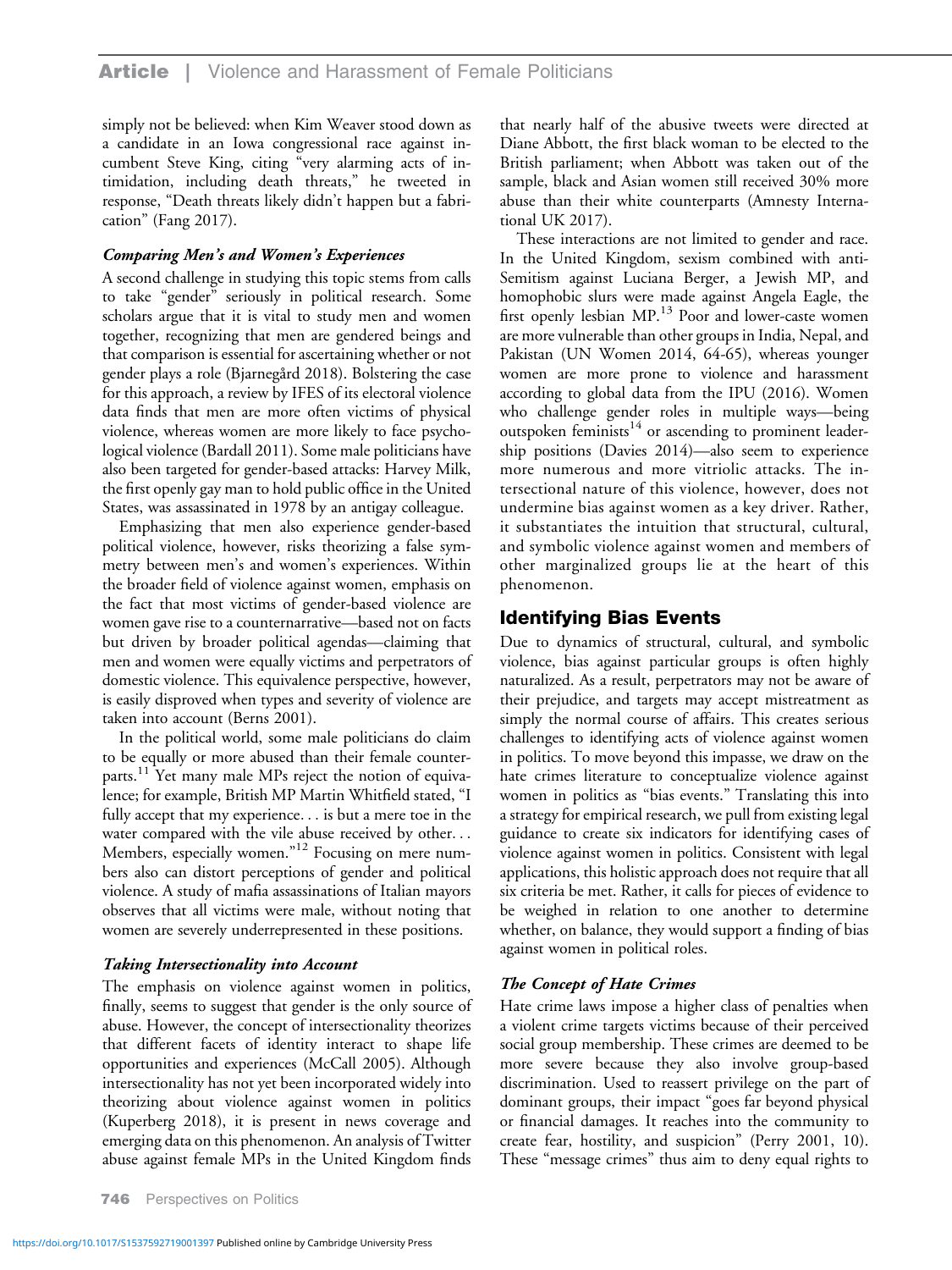simply not be believed: when Kim Weaver stood down as a candidate in an Iowa congressional race against incumbent Steve King, citing "very alarming acts of intimidation, including death threats," he tweeted in response, "Death threats likely didn't happen but a fabrication" (Fang 2017).

#### *Comparing Men's and Women's Experiences*

A second challenge in studying this topic stems from calls to take "gender" seriously in political research. Some scholars argue that it is vital to study men and women together, recognizing that men are gendered beings and that comparison is essential for ascertaining whether or not gender plays a role (Bjarnegård 2018). Bolstering the case for this approach, a review by IFES of its electoral violence data finds that men are more often victims of physical violence, whereas women are more likely to face psychological violence (Bardall 2011). Some male politicians have also been targeted for gender-based attacks: Harvey Milk, the first openly gay man to hold public office in the United States, was assassinated in 1978 by an antigay colleague.

Emphasizing that men also experience gender-based political violence, however, risks theorizing a false symmetry between men's and women's experiences. Within the broader field of violence against women, emphasis on the fact that most victims of gender-based violence are women gave rise to a counternarrative—based not on facts but driven by broader political agendas—claiming that men and women were equally victims and perpetrators of domestic violence. This equivalence perspective, however, is easily disproved when types and severity of violence are taken into account (Berns 2001).

In the political world, some male politicians do claim to be equally or more abused than their female counterparts.[11] Yet many male MPs reject the notion of equivalence; for example, British MP Martin Whitfield stated, "I fully accept that my experience. . . is but a mere toe in the water compared with the vile abuse received by other. . . Members, especially women."[12] Focusing on mere numbers also can distort perceptions of gender and political violence. A study of mafia assassinations of Italian mayors observes that all victims were male, without noting that women are severely underrepresented in these positions.

#### *Taking Intersectionality into Account*

The emphasis on violence against women in politics, finally, seems to suggest that gender is the only source of abuse. However, the concept of intersectionality theorizes that different facets of identity interact to shape life opportunities and experiences (McCall 2005). Although intersectionality has not yet been incorporated widely into theorizing about violence against women in politics (Kuperberg 2018), it is present in news coverage and emerging data on this phenomenon. An analysis of Twitter abuse against female MPs in the United Kingdom finds that nearly half of the abusive tweets were directed at Diane Abbott, the first black woman to be elected to the British parliament; when Abbott was taken out of the sample, black and Asian women still received 30% more abuse than their white counterparts (Amnesty International UK 2017).

These interactions are not limited to gender and race. In the United Kingdom, sexism combined with anti-Semitism against Luciana Berger, a Jewish MP, and homophobic slurs were made against Angela Eagle, the first openly lesbian MP.[13] Poor and lower-caste women are more vulnerable than other groups in India, Nepal, and Pakistan (UN Women 2014, 64-65), whereas younger women are more prone to violence and harassment according to global data from the IPU (2016). Women who challenge gender roles in multiple ways—being outspoken feminists[14] or ascending to prominent leadership positions (Davies 2014)—also seem to experience more numerous and more vitriolic attacks. The intersectional nature of this violence, however, does not undermine bias against women as a key driver. Rather, it substantiates the intuition that structural, cultural, and symbolic violence against women and members of other marginalized groups lie at the heart of this phenomenon.

## Identifying Bias Events

Due to dynamics of structural, cultural, and symbolic violence, bias against particular groups is often highly naturalized. As a result, perpetrators may not be aware of their prejudice, and targets may accept mistreatment as simply the normal course of affairs. This creates serious challenges to identifying acts of violence against women in politics. To move beyond this impasse, we draw on the hate crimes literature to conceptualize violence against women in politics as "bias events." Translating this into a strategy for empirical research, we pull from existing legal guidance to create six indicators for identifying cases of violence against women in politics. Consistent with legal applications, this holistic approach does not require that all six criteria be met. Rather, it calls for pieces of evidence to be weighed in relation to one another to determine whether, on balance, they would support a finding of bias against women in political roles.

#### *The Concept of Hate Crimes*

Hate crime laws impose a higher class of penalties when a violent crime targets victims because of their perceived social group membership. These crimes are deemed to be more severe because they also involve group-based discrimination. Used to reassert privilege on the part of dominant groups, their impact "goes far beyond physical or financial damages. It reaches into the community to create fear, hostility, and suspicion" (Perry 2001, 10). These "message crimes" thus aim to deny equal rights to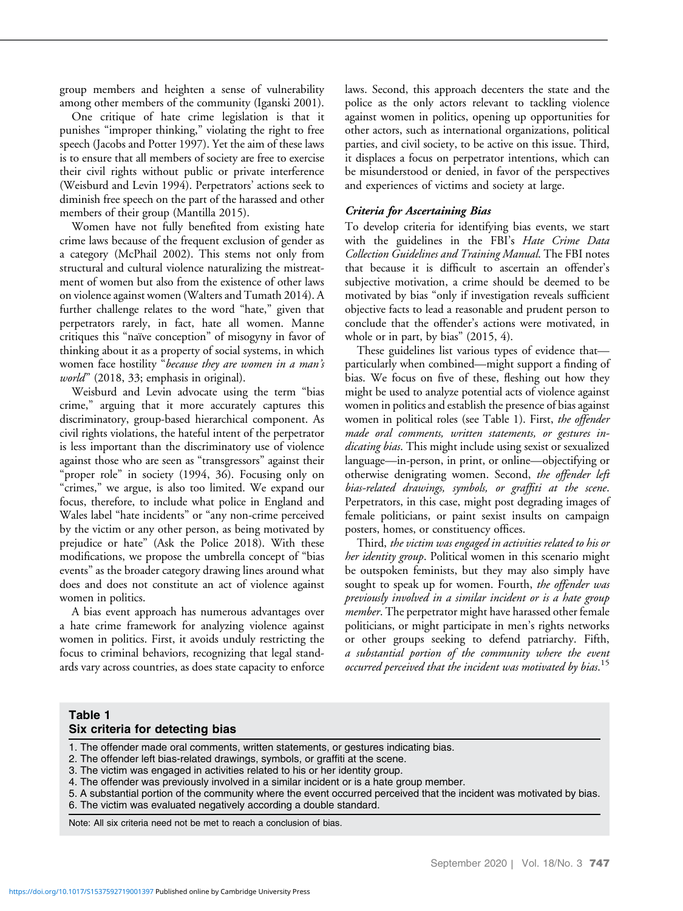group members and heighten a sense of vulnerability among other members of the community (Iganski 2001).

One critique of hate crime legislation is that it punishes "improper thinking," violating the right to free speech (Jacobs and Potter 1997). Yet the aim of these laws is to ensure that all members of society are free to exercise their civil rights without public or private interference (Weisburd and Levin 1994). Perpetrators' actions seek to diminish free speech on the part of the harassed and other members of their group (Mantilla 2015).

Women have not fully benefited from existing hate crime laws because of the frequent exclusion of gender as a category (McPhail 2002). This stems not only from structural and cultural violence naturalizing the mistreatment of women but also from the existence of other laws on violence against women (Walters and Tumath 2014). A further challenge relates to the word "hate," given that perpetrators rarely, in fact, hate all women. Manne critiques this "naïve conception" of misogyny in favor of thinking about it as a property of social systems, in which women face hostility "*because they are women in a man's world*" (2018, 33; emphasis in original).

Weisburd and Levin advocate using the term "bias crime," arguing that it more accurately captures this discriminatory, group-based hierarchical component. As civil rights violations, the hateful intent of the perpetrator is less important than the discriminatory use of violence against those who are seen as "transgressors" against their "proper role" in society (1994, 36). Focusing only on "crimes," we argue, is also too limited. We expand our focus, therefore, to include what police in England and Wales label "hate incidents" or "any non-crime perceived by the victim or any other person, as being motivated by prejudice or hate" (Ask the Police 2018). With these modifications, we propose the umbrella concept of "bias events" as the broader category drawing lines around what does and does not constitute an act of violence against women in politics.

A bias event approach has numerous advantages over a hate crime framework for analyzing violence against women in politics. First, it avoids unduly restricting the focus to criminal behaviors, recognizing that legal standards vary across countries, as does state capacity to enforce laws. Second, this approach decenters the state and the police as the only actors relevant to tackling violence against women in politics, opening up opportunities for other actors, such as international organizations, political parties, and civil society, to be active on this issue. Third, it displaces a focus on perpetrator intentions, which can be misunderstood or denied, in favor of the perspectives and experiences of victims and society at large.

### Criteria for Ascertaining Bias

To develop criteria for identifying bias events, we start with the guidelines in the FBI's *Hate Crime Data Collection Guidelines and Training Manual*. The FBI notes that because it is difficult to ascertain an offender's subjective motivation, a crime should be deemed to be motivated by bias "only if investigation reveals sufficient objective facts to lead a reasonable and prudent person to conclude that the offender's actions were motivated, in whole or in part, by bias" (2015, 4).

These guidelines list various types of evidence that—particularly when combined—might support a finding of bias. We focus on five of these, fleshing out how they might be used to analyze potential acts of violence against women in politics and establish the presence of bias against women in political roles (see Table 1). First, *the offender made oral comments, written statements, or gestures indicating bias*. This might include using sexist or sexualized language—in-person, in print, or online—objectifying or otherwise denigrating women. Second, *the offender left bias-related drawings, symbols, or graffiti at the scene*. Perpetrators, in this case, might post degrading images of female politicians, or paint sexist insults on campaign posters, homes, or constituency offices.

Third, *the victim was engaged in activities related to his or her identity group*. Political women in this scenario might be outspoken feminists, but they may also simply have sought to speak up for women. Fourth, *the offender was previously involved in a similar incident or is a hate group member*. The perpetrator might have harassed other female politicians, or might participate in men's rights networks or other groups seeking to defend patriarchy. Fifth, *a substantial portion of the community where the event occurred perceived that the incident was motivated by bias*.[15]

**Table 1**
**Six criteria for detecting bias**

1. The offender made oral comments, written statements, or gestures indicating bias.
2. The offender left bias-related drawings, symbols, or graffiti at the scene.
3. The victim was engaged in activities related to his or her identity group.
4. The offender was previously involved in a similar incident or is a hate group member.
5. A substantial portion of the community where the event occurred perceived that the incident was motivated by bias.
6. The victim was evaluated negatively according a double standard.

Note: All six criteria need not be met to reach a conclusion of bias.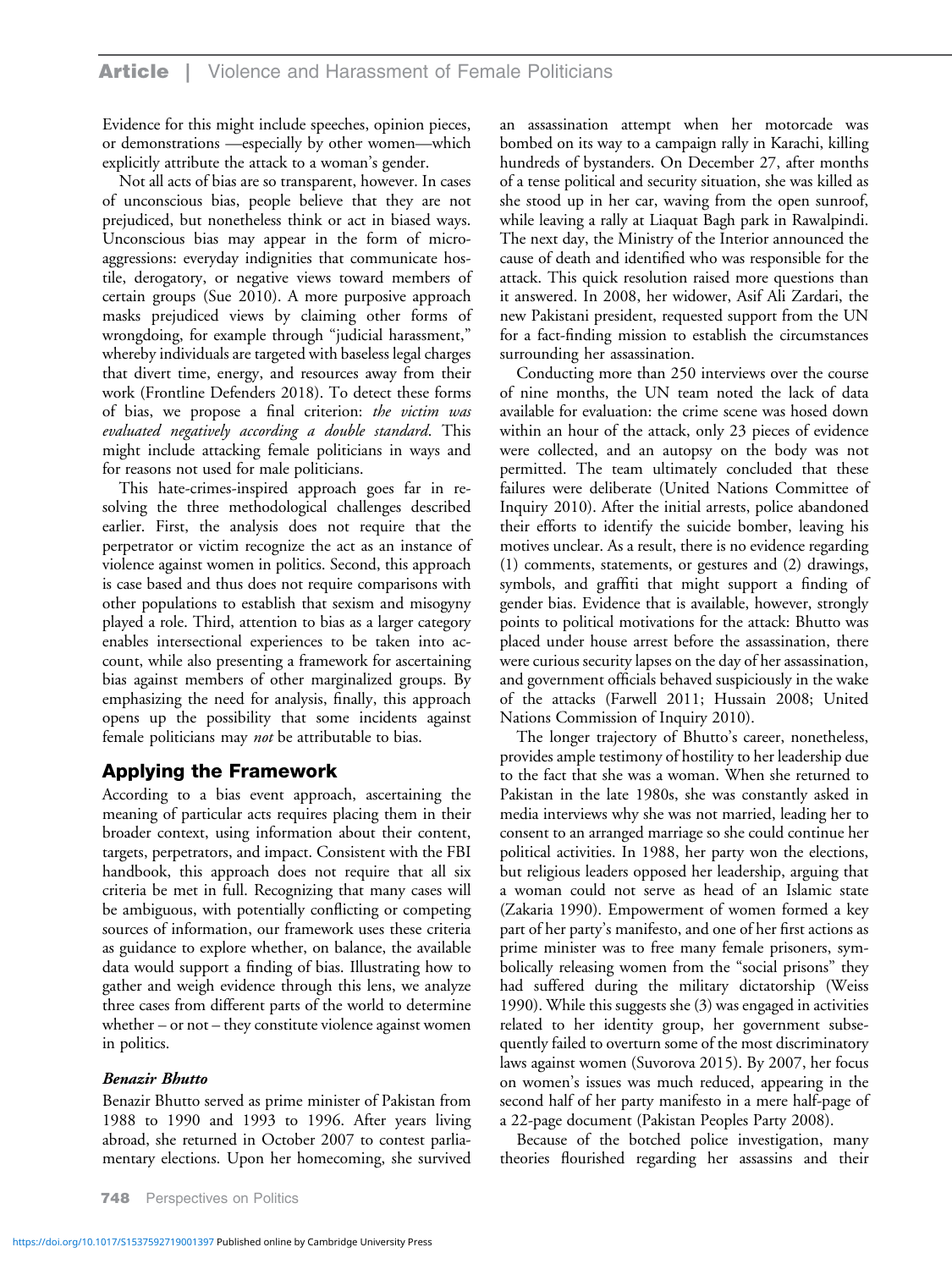Evidence for this might include speeches, opinion pieces, or demonstrations —especially by other women—which explicitly attribute the attack to a woman's gender.

Not all acts of bias are so transparent, however. In cases of unconscious bias, people believe that they are not prejudiced, but nonetheless think or act in biased ways. Unconscious bias may appear in the form of microaggressions: everyday indignities that communicate hostile, derogatory, or negative views toward members of certain groups (Sue 2010). A more purposive approach masks prejudiced views by claiming other forms of wrongdoing, for example through "judicial harassment," whereby individuals are targeted with baseless legal charges that divert time, energy, and resources away from their work (Frontline Defenders 2018). To detect these forms of bias, we propose a final criterion: *the victim was evaluated negatively according a double standard*. This might include attacking female politicians in ways and for reasons not used for male politicians.

This hate-crimes-inspired approach goes far in resolving the three methodological challenges described earlier. First, the analysis does not require that the perpetrator or victim recognize the act as an instance of violence against women in politics. Second, this approach is case based and thus does not require comparisons with other populations to establish that sexism and misogyny played a role. Third, attention to bias as a larger category enables intersectional experiences to be taken into account, while also presenting a framework for ascertaining bias against members of other marginalized groups. By emphasizing the need for analysis, finally, this approach opens up the possibility that some incidents against female politicians may *not* be attributable to bias.

## Applying the Framework

According to a bias event approach, ascertaining the meaning of particular acts requires placing them in their broader context, using information about their content, targets, perpetrators, and impact. Consistent with the FBI handbook, this approach does not require that all six criteria be met in full. Recognizing that many cases will be ambiguous, with potentially conflicting or competing sources of information, our framework uses these criteria as guidance to explore whether, on balance, the available data would support a finding of bias. Illustrating how to gather and weigh evidence through this lens, we analyze three cases from different parts of the world to determine whether – or not – they constitute violence against women in politics.

### *Benazir Bhutto*

Benazir Bhutto served as prime minister of Pakistan from 1988 to 1990 and 1993 to 1996. After years living abroad, she returned in October 2007 to contest parliamentary elections. Upon her homecoming, she survived an assassination attempt when her motorcade was bombed on its way to a campaign rally in Karachi, killing hundreds of bystanders. On December 27, after months of a tense political and security situation, she was killed as she stood up in her car, waving from the open sunroof, while leaving a rally at Liaquat Bagh park in Rawalpindi. The next day, the Ministry of the Interior announced the cause of death and identified who was responsible for the attack. This quick resolution raised more questions than it answered. In 2008, her widower, Asif Ali Zardari, the new Pakistani president, requested support from the UN for a fact-finding mission to establish the circumstances surrounding her assassination.

Conducting more than 250 interviews over the course of nine months, the UN team noted the lack of data available for evaluation: the crime scene was hosed down within an hour of the attack, only 23 pieces of evidence were collected, and an autopsy on the body was not permitted. The team ultimately concluded that these failures were deliberate (United Nations Committee of Inquiry 2010). After the initial arrests, police abandoned their efforts to identify the suicide bomber, leaving his motives unclear. As a result, there is no evidence regarding (1) comments, statements, or gestures and (2) drawings, symbols, and graffiti that might support a finding of gender bias. Evidence that is available, however, strongly points to political motivations for the attack: Bhutto was placed under house arrest before the assassination, there were curious security lapses on the day of her assassination, and government officials behaved suspiciously in the wake of the attacks (Farwell 2011; Hussain 2008; United Nations Commission of Inquiry 2010).

The longer trajectory of Bhutto's career, nonetheless, provides ample testimony of hostility to her leadership due to the fact that she was a woman. When she returned to Pakistan in the late 1980s, she was constantly asked in media interviews why she was not married, leading her to consent to an arranged marriage so she could continue her political activities. In 1988, her party won the elections, but religious leaders opposed her leadership, arguing that a woman could not serve as head of an Islamic state (Zakaria 1990). Empowerment of women formed a key part of her party's manifesto, and one of her first actions as prime minister was to free many female prisoners, symbolically releasing women from the "social prisons" they had suffered during the military dictatorship (Weiss 1990). While this suggests she (3) was engaged in activities related to her identity group, her government subsequently failed to overturn some of the most discriminatory laws against women (Suvorova 2015). By 2007, her focus on women's issues was much reduced, appearing in the second half of her party manifesto in a mere half-page of a 22-page document (Pakistan Peoples Party 2008).

Because of the botched police investigation, many theories flourished regarding her assassins and their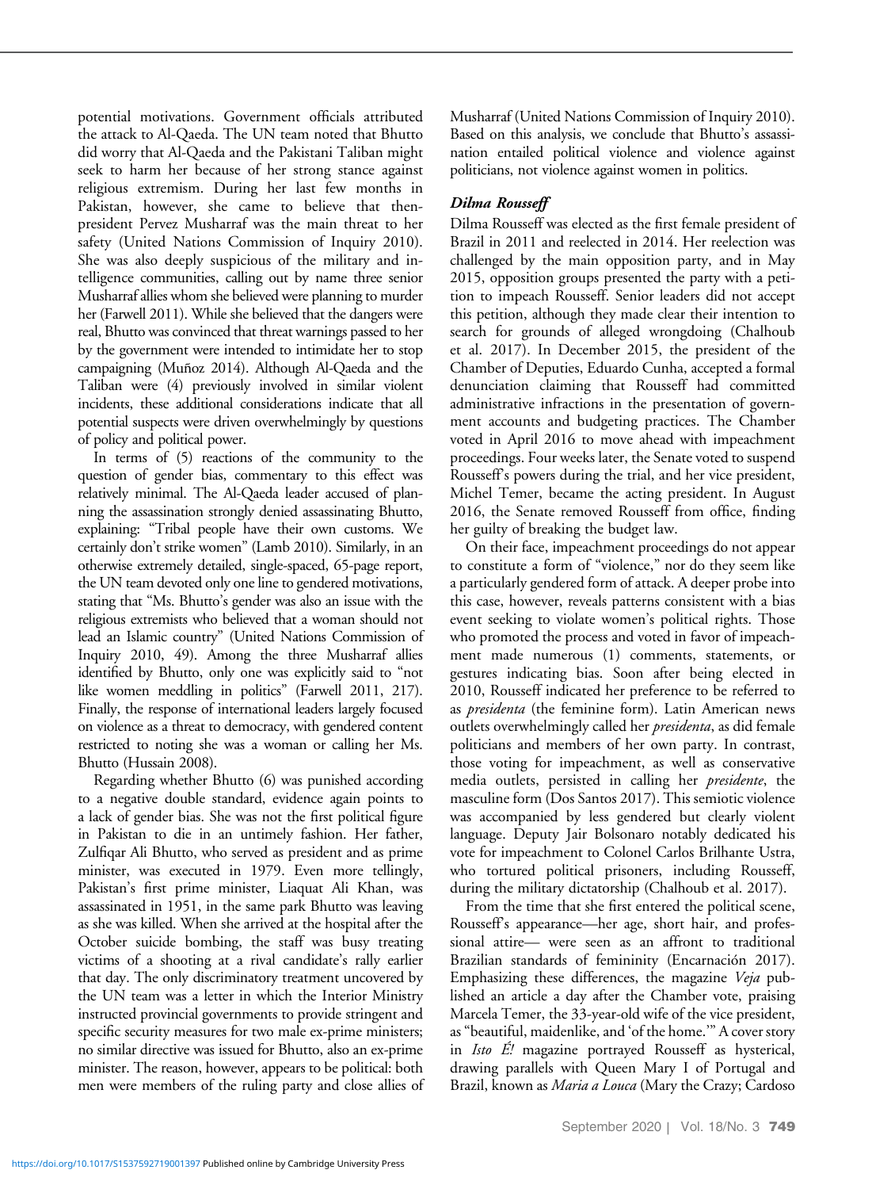potential motivations. Government officials attributed the attack to Al-Qaeda. The UN team noted that Bhutto did worry that Al-Qaeda and the Pakistani Taliban might seek to harm her because of her strong stance against religious extremism. During her last few months in Pakistan, however, she came to believe that then-president Pervez Musharraf was the main threat to her safety (United Nations Commission of Inquiry 2010). She was also deeply suspicious of the military and intelligence communities, calling out by name three senior Musharraf allies whom she believed were planning to murder her (Farwell 2011). While she believed that the dangers were real, Bhutto was convinced that threat warnings passed to her by the government were intended to intimidate her to stop campaigning (Muñoz 2014). Although Al-Qaeda and the Taliban were (4) previously involved in similar violent incidents, these additional considerations indicate that all potential suspects were driven overwhelmingly by questions of policy and political power.

In terms of (5) reactions of the community to the question of gender bias, commentary to this effect was relatively minimal. The Al-Qaeda leader accused of planning the assassination strongly denied assassinating Bhutto, explaining: "Tribal people have their own customs. We certainly don't strike women" (Lamb 2010). Similarly, in an otherwise extremely detailed, single-spaced, 65-page report, the UN team devoted only one line to gendered motivations, stating that "Ms. Bhutto's gender was also an issue with the religious extremists who believed that a woman should not lead an Islamic country" (United Nations Commission of Inquiry 2010, 49). Among the three Musharraf allies identified by Bhutto, only one was explicitly said to "not like women meddling in politics" (Farwell 2011, 217). Finally, the response of international leaders largely focused on violence as a threat to democracy, with gendered content restricted to noting she was a woman or calling her Ms. Bhutto (Hussain 2008).

Regarding whether Bhutto (6) was punished according to a negative double standard, evidence again points to a lack of gender bias. She was not the first political figure in Pakistan to die in an untimely fashion. Her father, Zulfiqar Ali Bhutto, who served as president and as prime minister, was executed in 1979. Even more tellingly, Pakistan's first prime minister, Liaquat Ali Khan, was assassinated in 1951, in the same park Bhutto was leaving as she was killed. When she arrived at the hospital after the October suicide bombing, the staff was busy treating victims of a shooting at a rival candidate's rally earlier that day. The only discriminatory treatment uncovered by the UN team was a letter in which the Interior Ministry instructed provincial governments to provide stringent and specific security measures for two male ex-prime ministers; no similar directive was issued for Bhutto, also an ex-prime minister. The reason, however, appears to be political: both men were members of the ruling party and close allies of Musharraf (United Nations Commission of Inquiry 2010). Based on this analysis, we conclude that Bhutto's assassination entailed political violence and violence against politicians, not violence against women in politics.

### *Dilma Rousseff*

Dilma Rousseff was elected as the first female president of Brazil in 2011 and reelected in 2014. Her reelection was challenged by the main opposition party, and in May 2015, opposition groups presented the party with a petition to impeach Rousseff. Senior leaders did not accept this petition, although they made clear their intention to search for grounds of alleged wrongdoing (Chalhoub et al. 2017). In December 2015, the president of the Chamber of Deputies, Eduardo Cunha, accepted a formal denunciation claiming that Rousseff had committed administrative infractions in the presentation of government accounts and budgeting practices. The Chamber voted in April 2016 to move ahead with impeachment proceedings. Four weeks later, the Senate voted to suspend Rousseff's powers during the trial, and her vice president, Michel Temer, became the acting president. In August 2016, the Senate removed Rousseff from office, finding her guilty of breaking the budget law.

On their face, impeachment proceedings do not appear to constitute a form of "violence," nor do they seem like a particularly gendered form of attack. A deeper probe into this case, however, reveals patterns consistent with a bias event seeking to violate women's political rights. Those who promoted the process and voted in favor of impeachment made numerous (1) comments, statements, or gestures indicating bias. Soon after being elected in 2010, Rousseff indicated her preference to be referred to as *presidenta* (the feminine form). Latin American news outlets overwhelmingly called her *presidenta*, as did female politicians and members of her own party. In contrast, those voting for impeachment, as well as conservative media outlets, persisted in calling her *presidente*, the masculine form (Dos Santos 2017). This semiotic violence was accompanied by less gendered but clearly violent language. Deputy Jair Bolsonaro notably dedicated his vote for impeachment to Colonel Carlos Brilhante Ustra, who tortured political prisoners, including Rousseff, during the military dictatorship (Chalhoub et al. 2017).

From the time that she first entered the political scene, Rousseff's appearance—her age, short hair, and professional attire— were seen as an affront to traditional Brazilian standards of femininity (Encarnación 2017). Emphasizing these differences, the magazine *Veja* published an article a day after the Chamber vote, praising Marcela Temer, the 33-year-old wife of the vice president, as "beautiful, maidenlike, and 'of the home.'" A cover story in *Isto É!* magazine portrayed Rousseff as hysterical, drawing parallels with Queen Mary I of Portugal and Brazil, known as *Maria a Louca* (Mary the Crazy; Cardoso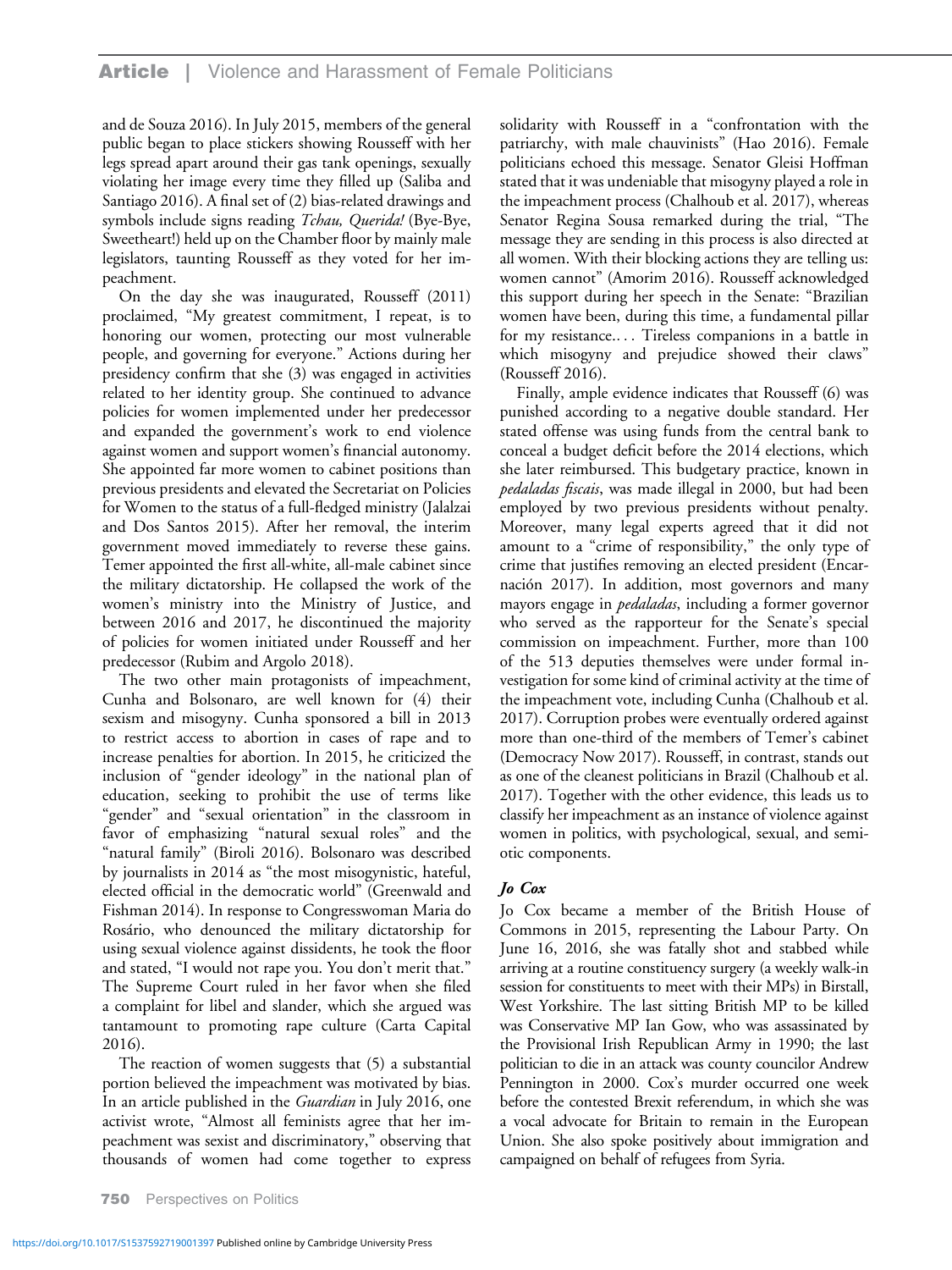and de Souza 2016). In July 2015, members of the general public began to place stickers showing Rousseff with her legs spread apart around their gas tank openings, sexually violating her image every time they filled up (Saliba and Santiago 2016). A final set of (2) bias-related drawings and symbols include signs reading *Tchau, Querida!* (Bye-Bye, Sweetheart!) held up on the Chamber floor by mainly male legislators, taunting Rousseff as they voted for her impeachment.

On the day she was inaugurated, Rousseff (2011) proclaimed, "My greatest commitment, I repeat, is to honoring our women, protecting our most vulnerable people, and governing for everyone." Actions during her presidency confirm that she (3) was engaged in activities related to her identity group. She continued to advance policies for women implemented under her predecessor and expanded the government's work to end violence against women and support women's financial autonomy. She appointed far more women to cabinet positions than previous presidents and elevated the Secretariat on Policies for Women to the status of a full-fledged ministry (Jalalzai and Dos Santos 2015). After her removal, the interim government moved immediately to reverse these gains. Temer appointed the first all-white, all-male cabinet since the military dictatorship. He collapsed the work of the women's ministry into the Ministry of Justice, and between 2016 and 2017, he discontinued the majority of policies for women initiated under Rousseff and her predecessor (Rubim and Argolo 2018).

The two other main protagonists of impeachment, Cunha and Bolsonaro, are well known for (4) their sexism and misogyny. Cunha sponsored a bill in 2013 to restrict access to abortion in cases of rape and to increase penalties for abortion. In 2015, he criticized the inclusion of "gender ideology" in the national plan of education, seeking to prohibit the use of terms like "gender" and "sexual orientation" in the classroom in favor of emphasizing "natural sexual roles" and the "natural family" (Biroli 2016). Bolsonaro was described by journalists in 2014 as "the most misogynistic, hateful, elected official in the democratic world" (Greenwald and Fishman 2014). In response to Congresswoman Maria do Rosário, who denounced the military dictatorship for using sexual violence against dissidents, he took the floor and stated, "I would not rape you. You don't merit that." The Supreme Court ruled in her favor when she filed a complaint for libel and slander, which she argued was tantamount to promoting rape culture (Carta Capital 2016).

The reaction of women suggests that (5) a substantial portion believed the impeachment was motivated by bias. In an article published in the *Guardian* in July 2016, one activist wrote, "Almost all feminists agree that her impeachment was sexist and discriminatory," observing that thousands of women had come together to express solidarity with Rousseff in a "confrontation with the patriarchy, with male chauvinists" (Hao 2016). Female politicians echoed this message. Senator Gleisi Hoffman stated that it was undeniable that misogyny played a role in the impeachment process (Chalhoub et al. 2017), whereas Senator Regina Sousa remarked during the trial, "The message they are sending in this process is also directed at all women. With their blocking actions they are telling us: women cannot" (Amorim 2016). Rousseff acknowledged this support during her speech in the Senate: "Brazilian women have been, during this time, a fundamental pillar for my resistance.… Tireless companions in a battle in which misogyny and prejudice showed their claws" (Rousseff 2016).

Finally, ample evidence indicates that Rousseff (6) was punished according to a negative double standard. Her stated offense was using funds from the central bank to conceal a budget deficit before the 2014 elections, which she later reimbursed. This budgetary practice, known in *pedaladas fiscais*, was made illegal in 2000, but had been employed by two previous presidents without penalty. Moreover, many legal experts agreed that it did not amount to a "crime of responsibility," the only type of crime that justifies removing an elected president (Encarnación 2017). In addition, most governors and many mayors engage in *pedaladas*, including a former governor who served as the rapporteur for the Senate's special commission on impeachment. Further, more than 100 of the 513 deputies themselves were under formal investigation for some kind of criminal activity at the time of the impeachment vote, including Cunha (Chalhoub et al. 2017). Corruption probes were eventually ordered against more than one-third of the members of Temer's cabinet (Democracy Now 2017). Rousseff, in contrast, stands out as one of the cleanest politicians in Brazil (Chalhoub et al. 2017). Together with the other evidence, this leads us to classify her impeachment as an instance of violence against women in politics, with psychological, sexual, and semiotic components.

### *Jo Cox*

Jo Cox became a member of the British House of Commons in 2015, representing the Labour Party. On June 16, 2016, she was fatally shot and stabbed while arriving at a routine constituency surgery (a weekly walk-in session for constituents to meet with their MPs) in Birstall, West Yorkshire. The last sitting British MP to be killed was Conservative MP Ian Gow, who was assassinated by the Provisional Irish Republican Army in 1990; the last politician to die in an attack was county councilor Andrew Pennington in 2000. Cox's murder occurred one week before the contested Brexit referendum, in which she was a vocal advocate for Britain to remain in the European Union. She also spoke positively about immigration and campaigned on behalf of refugees from Syria.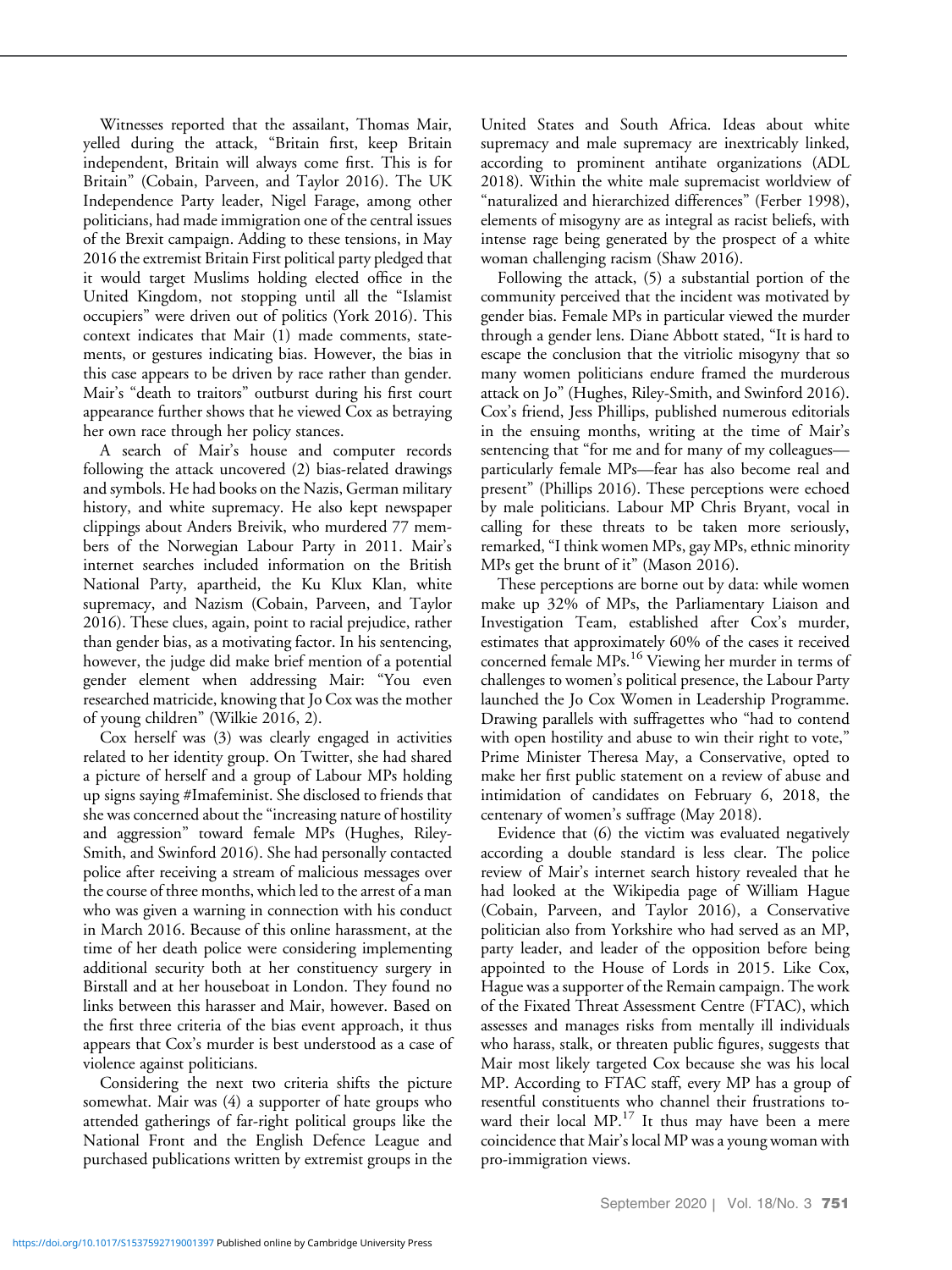Witnesses reported that the assailant, Thomas Mair, yelled during the attack, "Britain first, keep Britain independent, Britain will always come first. This is for Britain" (Cobain, Parveen, and Taylor 2016). The UK Independence Party leader, Nigel Farage, among other politicians, had made immigration one of the central issues of the Brexit campaign. Adding to these tensions, in May 2016 the extremist Britain First political party pledged that it would target Muslims holding elected office in the United Kingdom, not stopping until all the "Islamist occupiers" were driven out of politics (York 2016). This context indicates that Mair (1) made comments, statements, or gestures indicating bias. However, the bias in this case appears to be driven by race rather than gender. Mair's "death to traitors" outburst during his first court appearance further shows that he viewed Cox as betraying her own race through her policy stances.

A search of Mair's house and computer records following the attack uncovered (2) bias-related drawings and symbols. He had books on the Nazis, German military history, and white supremacy. He also kept newspaper clippings about Anders Breivik, who murdered 77 members of the Norwegian Labour Party in 2011. Mair's internet searches included information on the British National Party, apartheid, the Ku Klux Klan, white supremacy, and Nazism (Cobain, Parveen, and Taylor 2016). These clues, again, point to racial prejudice, rather than gender bias, as a motivating factor. In his sentencing, however, the judge did make brief mention of a potential gender element when addressing Mair: "You even researched matricide, knowing that Jo Cox was the mother of young children" (Wilkie 2016, 2).

Cox herself was (3) was clearly engaged in activities related to her identity group. On Twitter, she had shared a picture of herself and a group of Labour MPs holding up signs saying #Imafeminist. She disclosed to friends that she was concerned about the "increasing nature of hostility and aggression" toward female MPs (Hughes, Riley-Smith, and Swinford 2016). She had personally contacted police after receiving a stream of malicious messages over the course of three months, which led to the arrest of a man who was given a warning in connection with his conduct in March 2016. Because of this online harassment, at the time of her death police were considering implementing additional security both at her constituency surgery in Birstall and at her houseboat in London. They found no links between this harasser and Mair, however. Based on the first three criteria of the bias event approach, it thus appears that Cox's murder is best understood as a case of violence against politicians.

Considering the next two criteria shifts the picture somewhat. Mair was (4) a supporter of hate groups who attended gatherings of far-right political groups like the National Front and the English Defence League and purchased publications written by extremist groups in the United States and South Africa. Ideas about white supremacy and male supremacy are inextricably linked, according to prominent antihate organizations (ADL 2018). Within the white male supremacist worldview of "naturalized and hierarchized differences" (Ferber 1998), elements of misogyny are as integral as racist beliefs, with intense rage being generated by the prospect of a white woman challenging racism (Shaw 2016).

Following the attack, (5) a substantial portion of the community perceived that the incident was motivated by gender bias. Female MPs in particular viewed the murder through a gender lens. Diane Abbott stated, "It is hard to escape the conclusion that the vitriolic misogyny that so many women politicians endure framed the murderous attack on Jo" (Hughes, Riley-Smith, and Swinford 2016). Cox's friend, Jess Phillips, published numerous editorials in the ensuing months, writing at the time of Mair's sentencing that "for me and for many of my colleagues—particularly female MPs—fear has also become real and present" (Phillips 2016). These perceptions were echoed by male politicians. Labour MP Chris Bryant, vocal in calling for these threats to be taken more seriously, remarked, "I think women MPs, gay MPs, ethnic minority MPs get the brunt of it" (Mason 2016).

These perceptions are borne out by data: while women make up 32% of MPs, the Parliamentary Liaison and Investigation Team, established after Cox's murder, estimates that approximately 60% of the cases it received concerned female MPs.[16] Viewing her murder in terms of challenges to women's political presence, the Labour Party launched the Jo Cox Women in Leadership Programme. Drawing parallels with suffragettes who "had to contend with open hostility and abuse to win their right to vote," Prime Minister Theresa May, a Conservative, opted to make her first public statement on a review of abuse and intimidation of candidates on February 6, 2018, the centenary of women's suffrage (May 2018).

Evidence that (6) the victim was evaluated negatively according a double standard is less clear. The police review of Mair's internet search history revealed that he had looked at the Wikipedia page of William Hague (Cobain, Parveen, and Taylor 2016), a Conservative politician also from Yorkshire who had served as an MP, party leader, and leader of the opposition before being appointed to the House of Lords in 2015. Like Cox, Hague was a supporter of the Remain campaign. The work of the Fixated Threat Assessment Centre (FTAC), which assesses and manages risks from mentally ill individuals who harass, stalk, or threaten public figures, suggests that Mair most likely targeted Cox because she was his local MP. According to FTAC staff, every MP has a group of resentful constituents who channel their frustrations toward their local MP.[17] It thus may have been a mere coincidence that Mair's local MP was a young woman with pro-immigration views.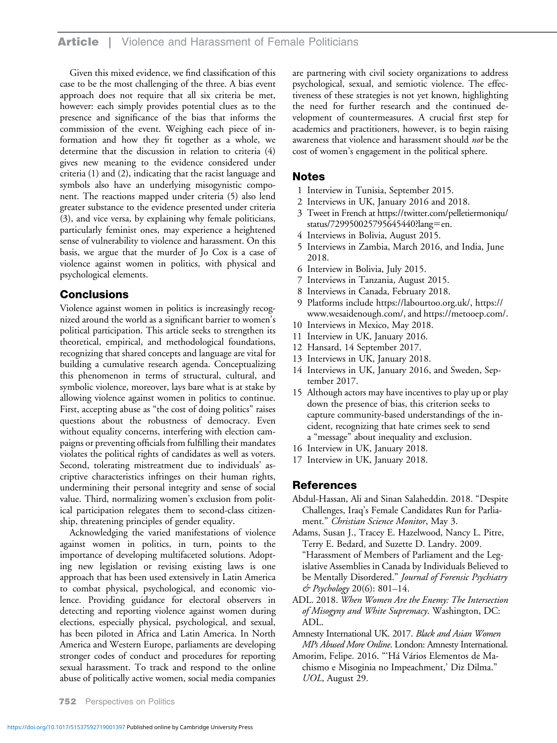Given this mixed evidence, we find classification of this case to be the most challenging of the three. A bias event approach does not require that all six criteria be met, however: each simply provides potential clues as to the presence and significance of the bias that informs the commission of the event. Weighing each piece of information and how they fit together as a whole, we determine that the discussion in relation to criteria (4) gives new meaning to the evidence considered under criteria (1) and (2), indicating that the racist language and symbols also have an underlying misogynistic component. The reactions mapped under criteria (5) also lend greater substance to the evidence presented under criteria (3), and vice versa, by explaining why female politicians, particularly feminist ones, may experience a heightened sense of vulnerability to violence and harassment. On this basis, we argue that the murder of Jo Cox is a case of violence against women in politics, with physical and psychological elements.

## Conclusions

Violence against women in politics is increasingly recognized around the world as a significant barrier to women's political participation. This article seeks to strengthen its theoretical, empirical, and methodological foundations, recognizing that shared concepts and language are vital for building a cumulative research agenda. Conceptualizing this phenomenon in terms of structural, cultural, and symbolic violence, moreover, lays bare what is at stake by allowing violence against women in politics to continue. First, accepting abuse as "the cost of doing politics" raises questions about the robustness of democracy. Even without equality concerns, interfering with election campaigns or preventing officials from fulfilling their mandates violates the political rights of candidates as well as voters. Second, tolerating mistreatment due to individuals' ascriptive characteristics infringes on their human rights, undermining their personal integrity and sense of social value. Third, normalizing women's exclusion from political participation relegates them to second-class citizenship, threatening principles of gender equality.

Acknowledging the varied manifestations of violence against women in politics, in turn, points to the importance of developing multifaceted solutions. Adopting new legislation or revising existing laws is one approach that has been used extensively in Latin America to combat physical, psychological, and economic violence. Providing guidance for electoral observers in detecting and reporting violence against women during elections, especially physical, psychological, and sexual, has been piloted in Africa and Latin America. In North America and Western Europe, parliaments are developing stronger codes of conduct and procedures for reporting sexual harassment. To track and respond to the online abuse of politically active women, social media companies are partnering with civil society organizations to address psychological, sexual, and semiotic violence. The effectiveness of these strategies is not yet known, highlighting the need for further research and the continued development of countermeasures. A crucial first step for academics and practitioners, however, is to begin raising awareness that violence and harassment should *not* be the cost of women's engagement in the political sphere.

## Notes

1. Interview in Tunisia, September 2015.
2. Interviews in UK, January 2016 and 2018.
3. Tweet in French at https://twitter.com/pelletiermoniqu/status/729950025795645440?lang=en.
4. Interviews in Bolivia, August 2015.
5. Interviews in Zambia, March 2016, and India, June 2018.
6. Interview in Bolivia, July 2015.
7. Interviews in Tanzania, August 2015.
8. Interviews in Canada, February 2018.
9. Platforms include https://labourtoo.org.uk/, https://www.wesaidenough.com/, and https://metooep.com/.
10. Interviews in Mexico, May 2018.
11. Interview in UK, January 2016.
12. Hansard, 14 September 2017.
13. Interviews in UK, January 2018.
14. Interviews in UK, January 2016, and Sweden, September 2017.
15. Although actors may have incentives to play up or play down the presence of bias, this criterion seeks to capture community-based understandings of the incident, recognizing that hate crimes seek to send a "message" about inequality and exclusion.
16. Interview in UK, January 2018.
17. Interview in UK, January 2018.

## References

Abdul-Hassan, Ali and Sinan Salaheddin. 2018. "Despite Challenges, Iraq's Female Candidates Run for Parliament." *Christian Science Monitor*, May 3.

Adams, Susan J., Tracey E. Hazelwood, Nancy L. Pitre, Terry E. Bedard, and Suzette D. Landry. 2009. "Harassment of Members of Parliament and the Legislative Assemblies in Canada by Individuals Believed to be Mentally Disordered." *Journal of Forensic Psychiatry & Psychology* 20(6): 801–14.

ADL. 2018. *When Women Are the Enemy: The Intersection of Misogyny and White Supremacy*. Washington, DC: ADL.

Amnesty International UK. 2017. *Black and Asian Women MPs Abused More Online*. London: Amnesty International.

Amorim, Felipe. 2016. "'Há Vários Elementos de Machismo e Misoginia no Impeachment,' Diz Dilma." *UOL*, August 29.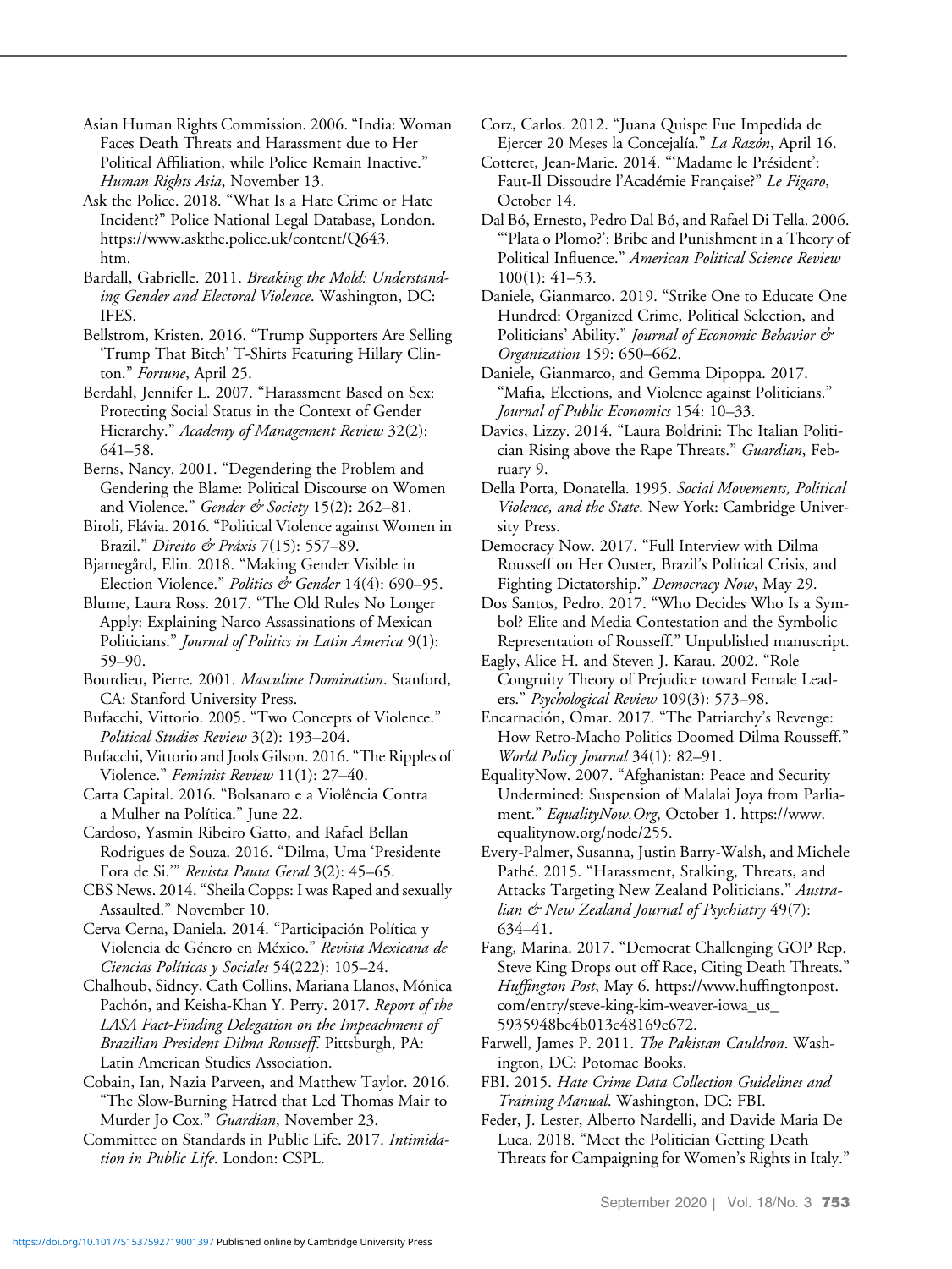Asian Human Rights Commission. 2006. "India: Woman Faces Death Threats and Harassment due to Her Political Affiliation, while Police Remain Inactive." *Human Rights Asia*, November 13.

Ask the Police. 2018. "What Is a Hate Crime or Hate Incident?" Police National Legal Database, London. https://www.askthe.police.uk/content/Q643.htm.

Bardall, Gabrielle. 2011. *Breaking the Mold: Understanding Gender and Electoral Violence*. Washington, DC: IFES.

Bellstrom, Kristen. 2016. "Trump Supporters Are Selling 'Trump That Bitch' T-Shirts Featuring Hillary Clinton." *Fortune*, April 25.

Berdahl, Jennifer L. 2007. "Harassment Based on Sex: Protecting Social Status in the Context of Gender Hierarchy." *Academy of Management Review* 32(2): 641–58.

Berns, Nancy. 2001. "Degendering the Problem and Gendering the Blame: Political Discourse on Women and Violence." *Gender & Society* 15(2): 262–81.

Biroli, Flávia. 2016. "Political Violence against Women in Brazil." *Direito & Práxis* 7(15): 557–89.

Bjarnegård, Elin. 2018. "Making Gender Visible in Election Violence." *Politics & Gender* 14(4): 690–95.

Blume, Laura Ross. 2017. "The Old Rules No Longer Apply: Explaining Narco Assassinations of Mexican Politicians." *Journal of Politics in Latin America* 9(1): 59–90.

Bourdieu, Pierre. 2001. *Masculine Domination*. Stanford, CA: Stanford University Press.

Bufacchi, Vittorio. 2005. "Two Concepts of Violence." *Political Studies Review* 3(2): 193–204.

Bufacchi, Vittorio and Jools Gilson. 2016. "The Ripples of Violence." *Feminist Review* 11(1): 27–40.

Carta Capital. 2016. "Bolsanaro e a Violência Contra a Mulher na Política." June 22.

Cardoso, Yasmin Ribeiro Gatto, and Rafael Bellan Rodrigues de Souza. 2016. "Dilma, Uma 'Presidente Fora de Si.'" *Revista Pauta Geral* 3(2): 45–65.

CBS News. 2014. "Sheila Copps: I was Raped and sexually Assaulted." November 10.

Cerva Cerna, Daniela. 2014. "Participación Política y Violencia de Género en México." *Revista Mexicana de Ciencias Políticas y Sociales* 54(222): 105–24.

Chalhoub, Sidney, Cath Collins, Mariana Llanos, Mónica Pachón, and Keisha-Khan Y. Perry. 2017. *Report of the LASA Fact-Finding Delegation on the Impeachment of Brazilian President Dilma Rousseff*. Pittsburgh, PA: Latin American Studies Association.

Cobain, Ian, Nazia Parveen, and Matthew Taylor. 2016. "The Slow-Burning Hatred that Led Thomas Mair to Murder Jo Cox." *Guardian*, November 23.

Committee on Standards in Public Life. 2017. *Intimidation in Public Life*. London: CSPL.

Corz, Carlos. 2012. "Juana Quispe Fue Impedida de Ejercer 20 Meses la Concejalía." *La Razón*, April 16.

Cotteret, Jean-Marie. 2014. "'Madame le Président': Faut-Il Dissoudre l'Académie Française?" *Le Figaro*, October 14.

Dal Bó, Ernesto, Pedro Dal Bó, and Rafael Di Tella. 2006. "'Plata o Plomo?': Bribe and Punishment in a Theory of Political Influence." *American Political Science Review* 100(1): 41–53.

Daniele, Gianmarco. 2019. "Strike One to Educate One Hundred: Organized Crime, Political Selection, and Politicians' Ability." *Journal of Economic Behavior & Organization* 159: 650–662.

Daniele, Gianmarco, and Gemma Dipoppa. 2017. "Mafia, Elections, and Violence against Politicians." *Journal of Public Economics* 154: 10–33.

Davies, Lizzy. 2014. "Laura Boldrini: The Italian Politician Rising above the Rape Threats." *Guardian*, February 9.

Della Porta, Donatella. 1995. *Social Movements, Political Violence, and the State*. New York: Cambridge University Press.

Democracy Now. 2017. "Full Interview with Dilma Rousseff on Her Ouster, Brazil's Political Crisis, and Fighting Dictatorship." *Democracy Now*, May 29.

Dos Santos, Pedro. 2017. "Who Decides Who Is a Symbol? Elite and Media Contestation and the Symbolic Representation of Rousseff." Unpublished manuscript.

Eagly, Alice H. and Steven J. Karau. 2002. "Role Congruity Theory of Prejudice toward Female Leaders." *Psychological Review* 109(3): 573–98.

Encarnación, Omar. 2017. "The Patriarchy's Revenge: How Retro-Macho Politics Doomed Dilma Rousseff." *World Policy Journal* 34(1): 82–91.

EqualityNow. 2007. "Afghanistan: Peace and Security Undermined: Suspension of Malalai Joya from Parliament." *EqualityNow.Org*, October 1. https://www.equalitynow.org/node/255.

Every-Palmer, Susanna, Justin Barry-Walsh, and Michele Pathé. 2015. "Harassment, Stalking, Threats, and Attacks Targeting New Zealand Politicians." *Australian & New Zealand Journal of Psychiatry* 49(7): 634–41.

Fang, Marina. 2017. "Democrat Challenging GOP Rep. Steve King Drops out off Race, Citing Death Threats." *Huffington Post*, May 6. https://www.huffingtonpost.com/entry/steve-king-kim-weaver-iowa_us_5935948be4b013c48169e672.

Farwell, James P. 2011. *The Pakistan Cauldron*. Washington, DC: Potomac Books.

FBI. 2015. *Hate Crime Data Collection Guidelines and Training Manual*. Washington, DC: FBI.

Feder, J. Lester, Alberto Nardelli, and Davide Maria De Luca. 2018. "Meet the Politician Getting Death Threats for Campaigning for Women's Rights in Italy."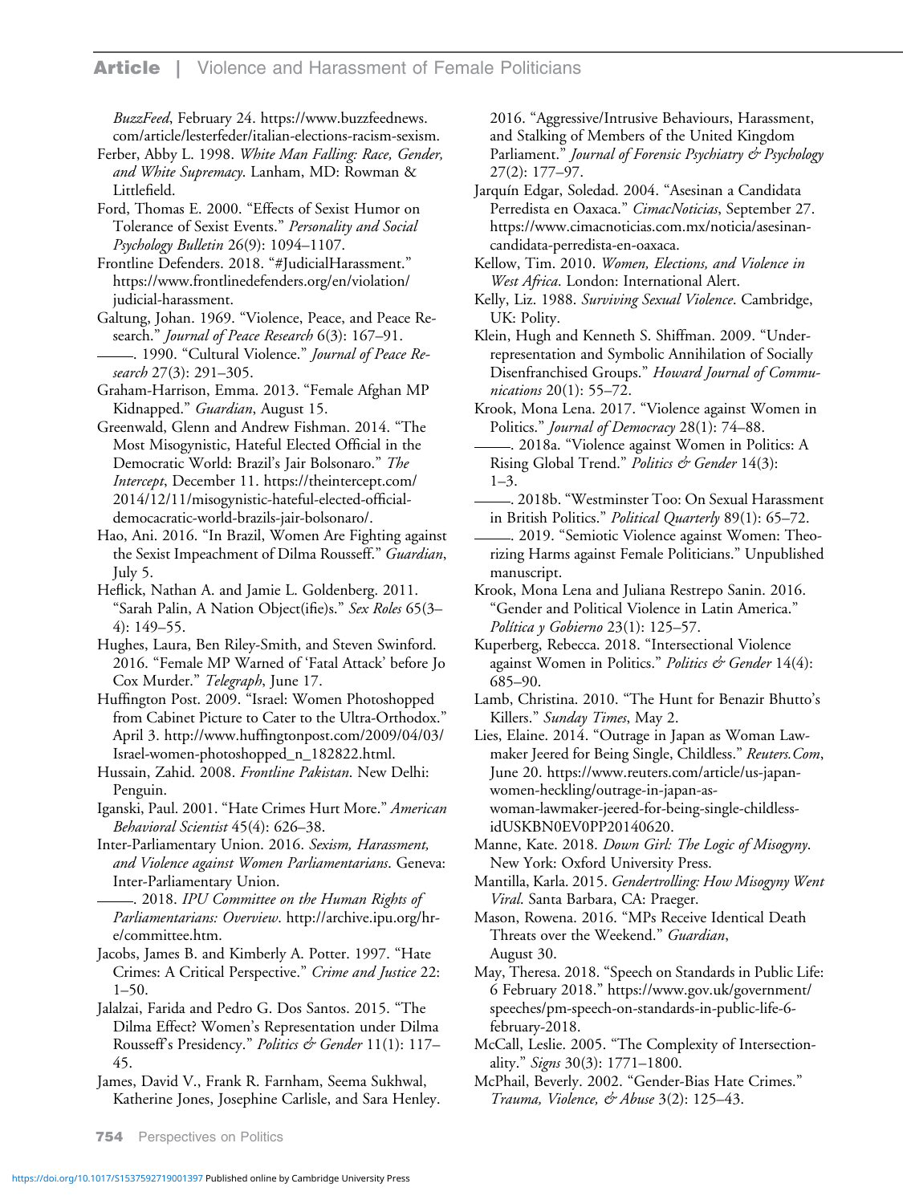*BuzzFeed*, February 24. https://www.buzzfeednews.com/article/lesterfeder/italian-elections-racism-sexism.

Ferber, Abby L. 1998. *White Man Falling: Race, Gender, and White Supremacy*. Lanham, MD: Rowman & Littlefield.

Ford, Thomas E. 2000. "Effects of Sexist Humor on Tolerance of Sexist Events." *Personality and Social Psychology Bulletin* 26(9): 1094–1107.

Frontline Defenders. 2018. "#JudicialHarassment." https://www.frontlinedefenders.org/en/violation/judicial-harassment.

Galtung, Johan. 1969. "Violence, Peace, and Peace Research." *Journal of Peace Research* 6(3): 167–91.

——. 1990. "Cultural Violence." *Journal of Peace Research* 27(3): 291–305.

Graham-Harrison, Emma. 2013. "Female Afghan MP Kidnapped." *Guardian*, August 15.

Greenwald, Glenn and Andrew Fishman. 2014. "The Most Misogynistic, Hateful Elected Official in the Democratic World: Brazil's Jair Bolsonaro." *The Intercept*, December 11. https://theintercept.com/2014/12/11/misogynistic-hateful-elected-official-democacratic-world-brazils-jair-bolsonaro/.

Hao, Ani. 2016. "In Brazil, Women Are Fighting against the Sexist Impeachment of Dilma Rousseff." *Guardian*, July 5.

Heflick, Nathan A. and Jamie L. Goldenberg. 2011. "Sarah Palin, A Nation Object(ifie)s." *Sex Roles* 65(3–4): 149–55.

Hughes, Laura, Ben Riley-Smith, and Steven Swinford. 2016. "Female MP Warned of 'Fatal Attack' before Jo Cox Murder." *Telegraph*, June 17.

Huffington Post. 2009. "Israel: Women Photoshopped from Cabinet Picture to Cater to the Ultra-Orthodox." April 3. http://www.huffingtonpost.com/2009/04/03/Israel-women-photoshopped_n_182822.html.

Hussain, Zahid. 2008. *Frontline Pakistan*. New Delhi: Penguin.

Iganski, Paul. 2001. "Hate Crimes Hurt More." *American Behavioral Scientist* 45(4): 626–38.

Inter-Parliamentary Union. 2016. *Sexism, Harassment, and Violence against Women Parliamentarians*. Geneva: Inter-Parliamentary Union.

——. 2018. *IPU Committee on the Human Rights of Parliamentarians: Overview*. http://archive.ipu.org/hr-e/committee.htm.

Jacobs, James B. and Kimberly A. Potter. 1997. "Hate Crimes: A Critical Perspective." *Crime and Justice* 22: 1–50.

Jalalzai, Farida and Pedro G. Dos Santos. 2015. "The Dilma Effect? Women's Representation under Dilma Rousseff's Presidency." *Politics & Gender* 11(1): 117–45.

James, David V., Frank R. Farnham, Seema Sukhwal, Katherine Jones, Josephine Carlisle, and Sara Henley. 2016. "Aggressive/Intrusive Behaviours, Harassment, and Stalking of Members of the United Kingdom Parliament." *Journal of Forensic Psychiatry & Psychology* 27(2): 177–97.

Jarquín Edgar, Soledad. 2004. "Asesinan a Candidata Perredista en Oaxaca." *CimacNoticias*, September 27. https://www.cimacnoticias.com.mx/noticia/asesinan-candidata-perredista-en-oaxaca.

Kellow, Tim. 2010. *Women, Elections, and Violence in West Africa*. London: International Alert.

Kelly, Liz. 1988. *Surviving Sexual Violence*. Cambridge, UK: Polity.

Klein, Hugh and Kenneth S. Shiffman. 2009. "Underrepresentation and Symbolic Annihilation of Socially Disenfranchised Groups." *Howard Journal of Communications* 20(1): 55–72.

Krook, Mona Lena. 2017. "Violence against Women in Politics." *Journal of Democracy* 28(1): 74–88.

——. 2018a. "Violence against Women in Politics: A Rising Global Trend." *Politics & Gender* 14(3): 1–3.

——. 2018b. "Westminster Too: On Sexual Harassment in British Politics." *Political Quarterly* 89(1): 65–72.

——. 2019. "Semiotic Violence against Women: Theorizing Harms against Female Politicians." Unpublished manuscript.

Krook, Mona Lena and Juliana Restrepo Sanin. 2016. "Gender and Political Violence in Latin America." *Política y Gobierno* 23(1): 125–57.

Kuperberg, Rebecca. 2018. "Intersectional Violence against Women in Politics." *Politics & Gender* 14(4): 685–90.

Lamb, Christina. 2010. "The Hunt for Benazir Bhutto's Killers." *Sunday Times*, May 2.

Lies, Elaine. 2014. "Outrage in Japan as Woman Lawmaker Jeered for Being Single, Childless." *Reuters.Com*, June 20. https://www.reuters.com/article/us-japan-women-heckling/outrage-in-japan-as-woman-lawmaker-jeered-for-being-single-childless-idUSKBN0EV0PP20140620.

Manne, Kate. 2018. *Down Girl: The Logic of Misogyny*. New York: Oxford University Press.

Mantilla, Karla. 2015. *Gendertrolling: How Misogyny Went Viral*. Santa Barbara, CA: Praeger.

Mason, Rowena. 2016. "MPs Receive Identical Death Threats over the Weekend." *Guardian*, August 30.

May, Theresa. 2018. "Speech on Standards in Public Life: 6 February 2018." https://www.gov.uk/government/speeches/pm-speech-on-standards-in-public-life-6-february-2018.

McCall, Leslie. 2005. "The Complexity of Intersectionality." *Signs* 30(3): 1771–1800.

McPhail, Beverly. 2002. "Gender-Bias Hate Crimes." *Trauma, Violence, & Abuse* 3(2): 125–43.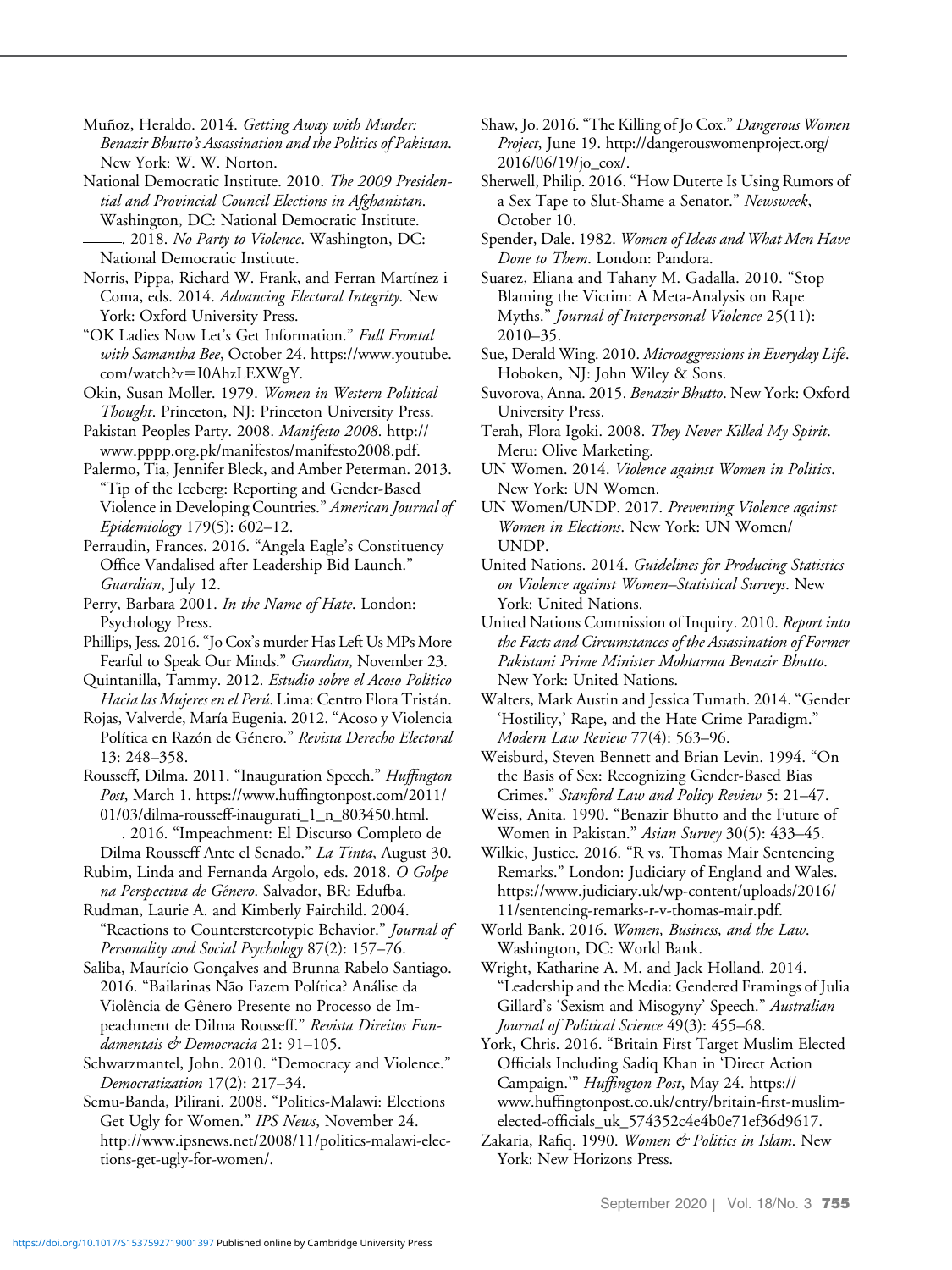Muñoz, Heraldo. 2014. *Getting Away with Murder: Benazir Bhutto's Assassination and the Politics of Pakistan*. New York: W. W. Norton.

National Democratic Institute. 2010. *The 2009 Presidential and Provincial Council Elections in Afghanistan*. Washington, DC: National Democratic Institute.

———. 2018. *No Party to Violence*. Washington, DC: National Democratic Institute.

Norris, Pippa, Richard W. Frank, and Ferran Martínez i Coma, eds. 2014. *Advancing Electoral Integrity*. New York: Oxford University Press.

"OK Ladies Now Let's Get Information." *Full Frontal with Samantha Bee*, October 24. https://www.youtube.com/watch?v=I0AhzLEXWgY.

Okin, Susan Moller. 1979. *Women in Western Political Thought*. Princeton, NJ: Princeton University Press.

Pakistan Peoples Party. 2008. *Manifesto 2008*. http://www.pppp.org.pk/manifestos/manifesto2008.pdf.

Palermo, Tia, Jennifer Bleck, and Amber Peterman. 2013. "Tip of the Iceberg: Reporting and Gender-Based Violence in Developing Countries." *American Journal of Epidemiology* 179(5): 602–12.

Perraudin, Frances. 2016. "Angela Eagle's Constituency Office Vandalised after Leadership Bid Launch." *Guardian*, July 12.

Perry, Barbara 2001. *In the Name of Hate*. London: Psychology Press.

Phillips, Jess. 2016. "Jo Cox's murder Has Left Us MPs More Fearful to Speak Our Minds." *Guardian*, November 23.

Quintanilla, Tammy. 2012. *Estudio sobre el Acoso Politico Hacia las Mujeres en el Perú*. Lima: Centro Flora Tristán.

Rojas, Valverde, María Eugenia. 2012. "Acoso y Violencia Política en Razón de Género." *Revista Derecho Electoral* 13: 248–358.

Rousseff, Dilma. 2011. "Inauguration Speech." *Huffington Post*, March 1. https://www.huffingtonpost.com/2011/01/03/dilma-rousseff-inaugurati_1_n_803450.html.

———. 2016. "Impeachment: El Discurso Completo de Dilma Rousseff Ante el Senado." *La Tinta*, August 30.

Rubim, Linda and Fernanda Argolo, eds. 2018. *O Golpe na Perspectiva de Gênero*. Salvador, BR: Edufba.

Rudman, Laurie A. and Kimberly Fairchild. 2004. "Reactions to Counterstereotypic Behavior." *Journal of Personality and Social Psychology* 87(2): 157–76.

Saliba, Maurício Gonçalves and Brunna Rabelo Santiago. 2016. "Bailarinas Não Fazem Política? Análise da Violência de Gênero Presente no Processo de Impeachment de Dilma Rousseff." *Revista Direitos Fundamentais & Democracia* 21: 91–105.

Schwarzmantel, John. 2010. "Democracy and Violence." *Democratization* 17(2): 217–34.

Semu-Banda, Pilirani. 2008. "Politics-Malawi: Elections Get Ugly for Women." *IPS News*, November 24. http://www.ipsnews.net/2008/11/politics-malawi-elections-get-ugly-for-women/.

Shaw, Jo. 2016. "The Killing of Jo Cox." *Dangerous Women Project*, June 19. http://dangerouswomenproject.org/2016/06/19/jo_cox/.

Sherwell, Philip. 2016. "How Duterte Is Using Rumors of a Sex Tape to Slut-Shame a Senator." *Newsweek*, October 10.

Spender, Dale. 1982. *Women of Ideas and What Men Have Done to Them*. London: Pandora.

Suarez, Eliana and Tahany M. Gadalla. 2010. "Stop Blaming the Victim: A Meta-Analysis on Rape Myths." *Journal of Interpersonal Violence* 25(11): 2010–35.

Sue, Derald Wing. 2010. *Microaggressions in Everyday Life*. Hoboken, NJ: John Wiley & Sons.

Suvorova, Anna. 2015. *Benazir Bhutto*. New York: Oxford University Press.

Terah, Flora Igoki. 2008. *They Never Killed My Spirit*. Meru: Olive Marketing.

UN Women. 2014. *Violence against Women in Politics*. New York: UN Women.

UN Women/UNDP. 2017. *Preventing Violence against Women in Elections*. New York: UN Women/UNDP.

United Nations. 2014. *Guidelines for Producing Statistics on Violence against Women–Statistical Surveys*. New York: United Nations.

United Nations Commission of Inquiry. 2010. *Report into the Facts and Circumstances of the Assassination of Former Pakistani Prime Minister Mohtarma Benazir Bhutto*. New York: United Nations.

Walters, Mark Austin and Jessica Tumath. 2014. "Gender 'Hostility,' Rape, and the Hate Crime Paradigm." *Modern Law Review* 77(4): 563–96.

Weisburd, Steven Bennett and Brian Levin. 1994. "On the Basis of Sex: Recognizing Gender-Based Bias Crimes." *Stanford Law and Policy Review* 5: 21–47.

Weiss, Anita. 1990. "Benazir Bhutto and the Future of Women in Pakistan." *Asian Survey* 30(5): 433–45.

Wilkie, Justice. 2016. "R vs. Thomas Mair Sentencing Remarks." London: Judiciary of England and Wales. https://www.judiciary.uk/wp-content/uploads/2016/11/sentencing-remarks-r-v-thomas-mair.pdf.

World Bank. 2016. *Women, Business, and the Law*. Washington, DC: World Bank.

Wright, Katharine A. M. and Jack Holland. 2014. "Leadership and the Media: Gendered Framings of Julia Gillard's 'Sexism and Misogyny' Speech." *Australian Journal of Political Science* 49(3): 455–68.

York, Chris. 2016. "Britain First Target Muslim Elected Officials Including Sadiq Khan in 'Direct Action Campaign.'" *Huffington Post*, May 24. https://www.huffingtonpost.co.uk/entry/britain-first-muslim-elected-officials_uk_574352c4e4b0e71ef36d9617.

Zakaria, Rafiq. 1990. *Women & Politics in Islam*. New York: New Horizons Press.